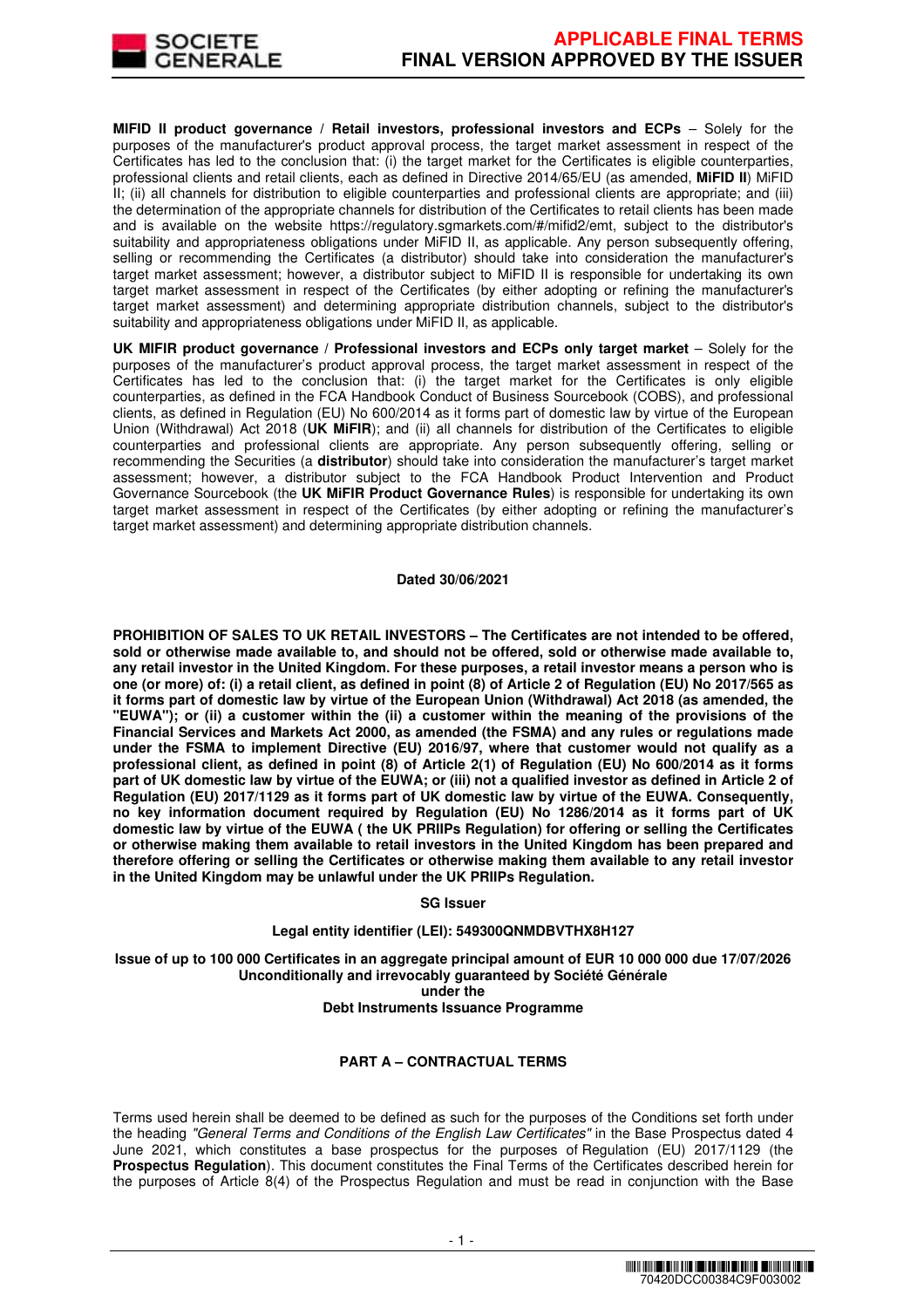**MIFID II product governance / Retail investors, professional investors and ECPs** – Solely for the purposes of the manufacturer's product approval process, the target market assessment in respect of the Certificates has led to the conclusion that: (i) the target market for the Certificates is eligible counterparties, professional clients and retail clients, each as defined in Directive 2014/65/EU (as amended, **MiFID II**) MiFID II; (ii) all channels for distribution to eligible counterparties and professional clients are appropriate; and (iii) the determination of the appropriate channels for distribution of the Certificates to retail clients has been made and is available on the website https://regulatory.sgmarkets.com/#/mifid2/emt, subject to the distributor's suitability and appropriateness obligations under MiFID II, as applicable. Any person subsequently offering, selling or recommending the Certificates (a distributor) should take into consideration the manufacturer's target market assessment; however, a distributor subject to MiFID II is responsible for undertaking its own target market assessment in respect of the Certificates (by either adopting or refining the manufacturer's target market assessment) and determining appropriate distribution channels, subject to the distributor's suitability and appropriateness obligations under MiFID II, as applicable.

**UK MIFIR product governance / Professional investors and ECPs only target market** – Solely for the purposes of the manufacturer's product approval process, the target market assessment in respect of the Certificates has led to the conclusion that: (i) the target market for the Certificates is only eligible counterparties, as defined in the FCA Handbook Conduct of Business Sourcebook (COBS), and professional clients, as defined in Regulation (EU) No 600/2014 as it forms part of domestic law by virtue of the European Union (Withdrawal) Act 2018 (**UK MiFIR**); and (ii) all channels for distribution of the Certificates to eligible counterparties and professional clients are appropriate. Any person subsequently offering, selling or recommending the Securities (a **distributor**) should take into consideration the manufacturer's target market assessment; however, a distributor subject to the FCA Handbook Product Intervention and Product Governance Sourcebook (the **UK MiFIR Product Governance Rules**) is responsible for undertaking its own target market assessment in respect of the Certificates (by either adopting or refining the manufacturer's target market assessment) and determining appropriate distribution channels.

**Dated 30/06/2021**

**PROHIBITION OF SALES TO UK RETAIL INVESTORS – The Certificates are not intended to be offered, sold or otherwise made available to, and should not be offered, sold or otherwise made available to, any retail investor in the United Kingdom. For these purposes, a retail investor means a person who is one (or more) of: (i) a retail client, as defined in point (8) of Article 2 of Regulation (EU) No 2017/565 as it forms part of domestic law by virtue of the European Union (Withdrawal) Act 2018 (as amended, the "EUWA"); or (ii) a customer within the (ii) a customer within the meaning of the provisions of the Financial Services and Markets Act 2000, as amended (the FSMA) and any rules or regulations made under the FSMA to implement Directive (EU) 2016/97, where that customer would not qualify as a professional client, as defined in point (8) of Article 2(1) of Regulation (EU) No 600/2014 as it forms part of UK domestic law by virtue of the EUWA; or (iii) not a qualified investor as defined in Article 2 of Regulation (EU) 2017/1129 as it forms part of UK domestic law by virtue of the EUWA. Consequently, no key information document required by Regulation (EU) No 1286/2014 as it forms part of UK domestic law by virtue of the EUWA ( the UK PRIIPs Regulation) for offering or selling the Certificates or otherwise making them available to retail investors in the United Kingdom has been prepared and therefore offering or selling the Certificates or otherwise making them available to any retail investor in the United Kingdom may be unlawful under the UK PRIIPs Regulation.**

**SG Issuer**

**Legal entity identifier (LEI): 549300QNMDBVTHX8H127**

**Issue of up to 100 000 Certificates in an aggregate principal amount of EUR 10 000 000 due 17/07/2026**
**Unconditionally and irrevocably guaranteed by Société Générale**
**under the**
**Debt Instruments Issuance Programme**

## PART A – CONTRACTUAL TERMS

Terms used herein shall be deemed to be defined as such for the purposes of the Conditions set forth under the heading *"General Terms and Conditions of the English Law Certificates"* in the Base Prospectus dated 4 June 2021, which constitutes a base prospectus for the purposes of Regulation (EU) 2017/1129 (the **Prospectus Regulation**). This document constitutes the Final Terms of the Certificates described herein for the purposes of Article 8(4) of the Prospectus Regulation and must be read in conjunction with the Base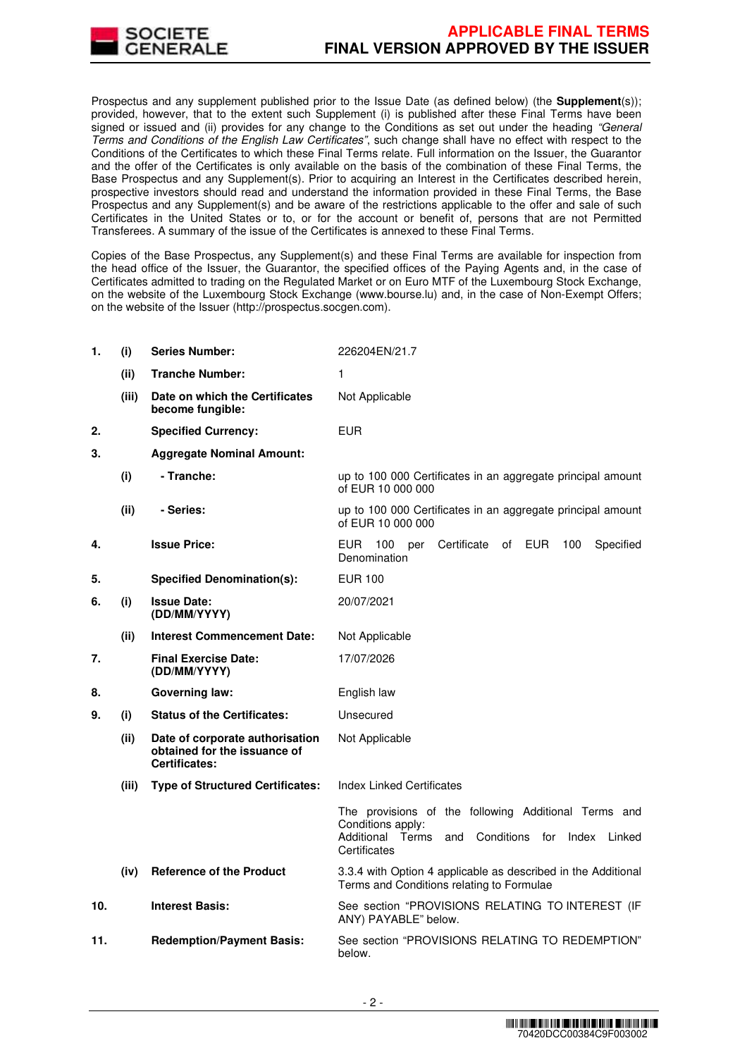Prospectus and any supplement published prior to the Issue Date (as defined below) (the **Supplement**(s)); provided, however, that to the extent such Supplement (i) is published after these Final Terms have been signed or issued and (ii) provides for any change to the Conditions as set out under the heading *"General Terms and Conditions of the English Law Certificates"*, such change shall have no effect with respect to the Conditions of the Certificates to which these Final Terms relate. Full information on the Issuer, the Guarantor and the offer of the Certificates is only available on the basis of the combination of these Final Terms, the Base Prospectus and any Supplement(s). Prior to acquiring an Interest in the Certificates described herein, prospective investors should read and understand the information provided in these Final Terms, the Base Prospectus and any Supplement(s) and be aware of the restrictions applicable to the offer and sale of such Certificates in the United States or to, or for the account or benefit of, persons that are not Permitted Transferees. A summary of the issue of the Certificates is annexed to these Final Terms.

Copies of the Base Prospectus, any Supplement(s) and these Final Terms are available for inspection from the head office of the Issuer, the Guarantor, the specified offices of the Paying Agents and, in the case of Certificates admitted to trading on the Regulated Market or on Euro MTF of the Luxembourg Stock Exchange, on the website of the Luxembourg Stock Exchange (www.bourse.lu) and, in the case of Non-Exempt Offers; on the website of the Issuer (http://prospectus.socgen.com).

| | | | |
|---|---|---|---|
| **1.** | **(i)** | **Series Number:** | 226204EN/21.7 |
| | **(ii)** | **Tranche Number:** | 1 |
| | **(iii)** | **Date on which the Certificates become fungible:** | Not Applicable |
| **2.** | | **Specified Currency:** | EUR |
| **3.** | | **Aggregate Nominal Amount:** | |
| | **(i)** | **- Tranche:** | up to 100 000 Certificates in an aggregate principal amount of EUR 10 000 000 |
| | **(ii)** | **- Series:** | up to 100 000 Certificates in an aggregate principal amount of EUR 10 000 000 |
| **4.** | | **Issue Price:** | EUR 100 per Certificate of EUR 100 Specified Denomination |
| **5.** | | **Specified Denomination(s):** | EUR 100 |
| **6.** | **(i)** | **Issue Date: (DD/MM/YYYY)** | 20/07/2021 |
| | **(ii)** | **Interest Commencement Date:** | Not Applicable |
| **7.** | | **Final Exercise Date: (DD/MM/YYYY)** | 17/07/2026 |
| **8.** | | **Governing law:** | English law |
| **9.** | **(i)** | **Status of the Certificates:** | Unsecured |
| | **(ii)** | **Date of corporate authorisation obtained for the issuance of Certificates:** | Not Applicable |
| | **(iii)** | **Type of Structured Certificates:** | Index Linked Certificates<br><br>The provisions of the following Additional Terms and Conditions apply:<br>Additional Terms and Conditions for Index Linked Certificates |
| | **(iv)** | **Reference of the Product** | 3.3.4 with Option 4 applicable as described in the Additional Terms and Conditions relating to Formulae |
| **10.** | | **Interest Basis:** | See section "PROVISIONS RELATING TO INTEREST (IF ANY) PAYABLE" below. |
| **11.** | | **Redemption/Payment Basis:** | See section "PROVISIONS RELATING TO REDEMPTION" below. |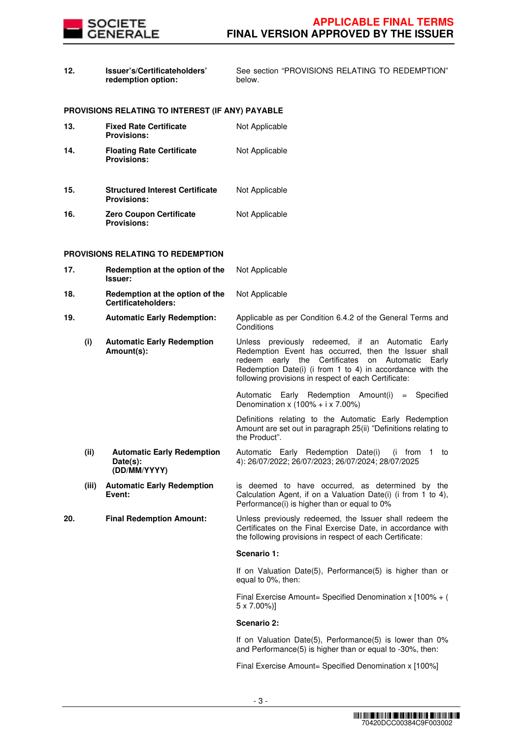| | | |
|---|---|---|
| **12.** | **Issuer's/Certificateholders' redemption option:** | See section "PROVISIONS RELATING TO REDEMPTION" below. |

**PROVISIONS RELATING TO INTEREST (IF ANY) PAYABLE**

| | | |
|---|---|---|
| **13.** | **Fixed Rate Certificate Provisions:** | Not Applicable |
| **14.** | **Floating Rate Certificate Provisions:** | Not Applicable |
| **15.** | **Structured Interest Certificate Provisions:** | Not Applicable |
| **16.** | **Zero Coupon Certificate Provisions:** | Not Applicable |

**PROVISIONS RELATING TO REDEMPTION**

| | | |
|---|---|---|
| **17.** | **Redemption at the option of the Issuer:** | Not Applicable |
| **18.** | **Redemption at the option of the Certificateholders:** | Not Applicable |
| **19.** | **Automatic Early Redemption:** | Applicable as per Condition 6.4.2 of the General Terms and Conditions |
| **(i)** | **Automatic Early Redemption Amount(s):** | Unless previously redeemed, if an Automatic Early Redemption Event has occurred, then the Issuer shall redeem early the Certificates on Automatic Early Redemption Date(i) (i from 1 to 4) in accordance with the following provisions in respect of each Certificate:<br><br>Automatic Early Redemption Amount(i) = Specified Denomination x (100% + i x 7.00%)<br><br>Definitions relating to the Automatic Early Redemption Amount are set out in paragraph 25(ii) "Definitions relating to the Product". |
| **(ii)** | **Automatic Early Redemption Date(s): (DD/MM/YYYY)** | Automatic Early Redemption Date(i) (i from 1 to 4): 26/07/2022; 26/07/2023; 26/07/2024; 28/07/2025 |
| **(iii)** | **Automatic Early Redemption Event:** | is deemed to have occurred, as determined by the Calculation Agent, if on a Valuation Date(i) (i from 1 to 4), Performance(i) is higher than or equal to 0% |
| **20.** | **Final Redemption Amount:** | Unless previously redeemed, the Issuer shall redeem the Certificates on the Final Exercise Date, in accordance with the following provisions in respect of each Certificate:<br><br>**Scenario 1:**<br><br>If on Valuation Date(5), Performance(5) is higher than or equal to 0%, then:<br><br>Final Exercise Amount= Specified Denomination x [100% + ( 5 x 7.00%)]<br><br>**Scenario 2:**<br><br>If on Valuation Date(5), Performance(5) is lower than 0% and Performance(5) is higher than or equal to -30%, then:<br><br>Final Exercise Amount= Specified Denomination x [100%] |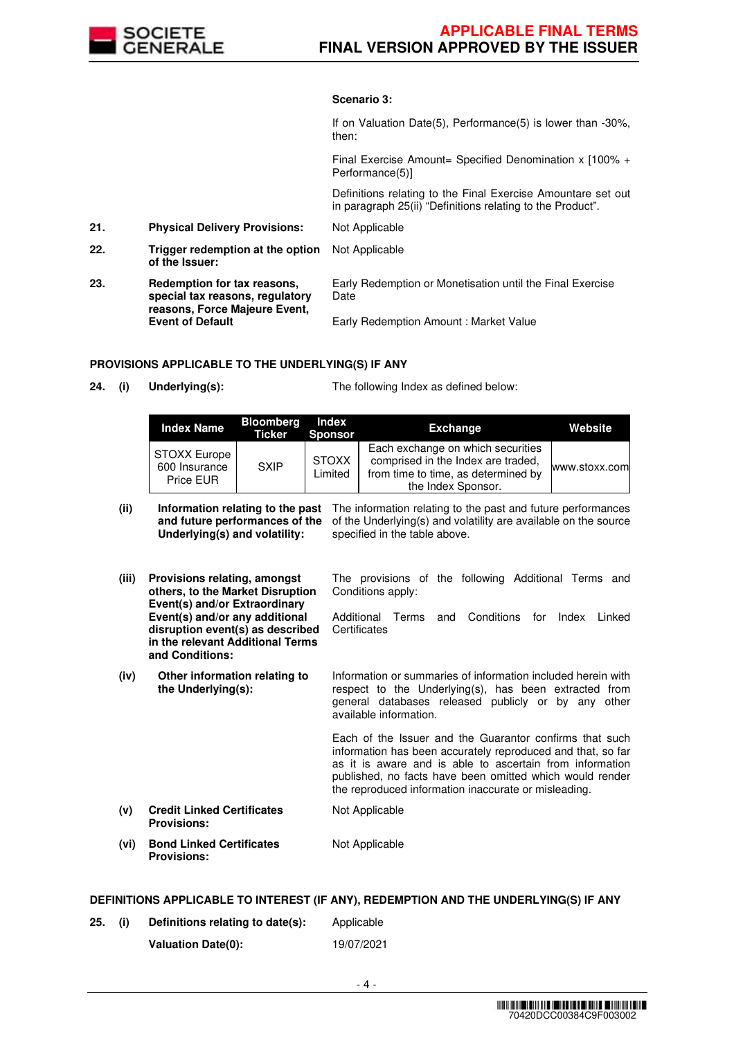**Scenario 3:**

If on Valuation Date(5), Performance(5) is lower than -30%, then:

Final Exercise Amount= Specified Denomination x [100% + Performance(5)]

Definitions relating to the Final Exercise Amountare set out in paragraph 25(ii) "Definitions relating to the Product".

**21. Physical Delivery Provisions:** Not Applicable

**22. Trigger redemption at the option of the Issuer:** Not Applicable

**23. Redemption for tax reasons, special tax reasons, regulatory reasons, Force Majeure Event, Event of Default**

Early Redemption or Monetisation until the Final Exercise Date

Early Redemption Amount : Market Value

**PROVISIONS APPLICABLE TO THE UNDERLYING(S) IF ANY**

**24. (i) Underlying(s):** The following Index as defined below:

| Index Name | Bloomberg Ticker | Index Sponsor | Exchange | Website |
|---|---|---|---|---|
| STOXX Europe 600 Insurance Price EUR | SXIP | STOXX Limited | Each exchange on which securities comprised in the Index are traded, from time to time, as determined by the Index Sponsor. | www.stoxx.com |

**(ii) Information relating to the past and future performances of the Underlying(s) and volatility:**

The information relating to the past and future performances of the Underlying(s) and volatility are available on the source specified in the table above.

**(iii) Provisions relating, amongst others, to the Market Disruption Event(s) and/or Extraordinary Event(s) and/or any additional disruption event(s) as described in the relevant Additional Terms and Conditions:**

The provisions of the following Additional Terms and Conditions apply:

Additional Terms and Conditions for Index Linked Certificates

**(iv) Other information relating to the Underlying(s):**

Information or summaries of information included herein with respect to the Underlying(s), has been extracted from general databases released publicly or by any other available information.

Each of the Issuer and the Guarantor confirms that such information has been accurately reproduced and that, so far as it is aware and is able to ascertain from information published, no facts have been omitted which would render the reproduced information inaccurate or misleading.

**(v) Credit Linked Certificates Provisions:** Not Applicable

**(vi) Bond Linked Certificates Provisions:** Not Applicable

**DEFINITIONS APPLICABLE TO INTEREST (IF ANY), REDEMPTION AND THE UNDERLYING(S) IF ANY**

**25. (i) Definitions relating to date(s):** Applicable

**Valuation Date(0):** 19/07/2021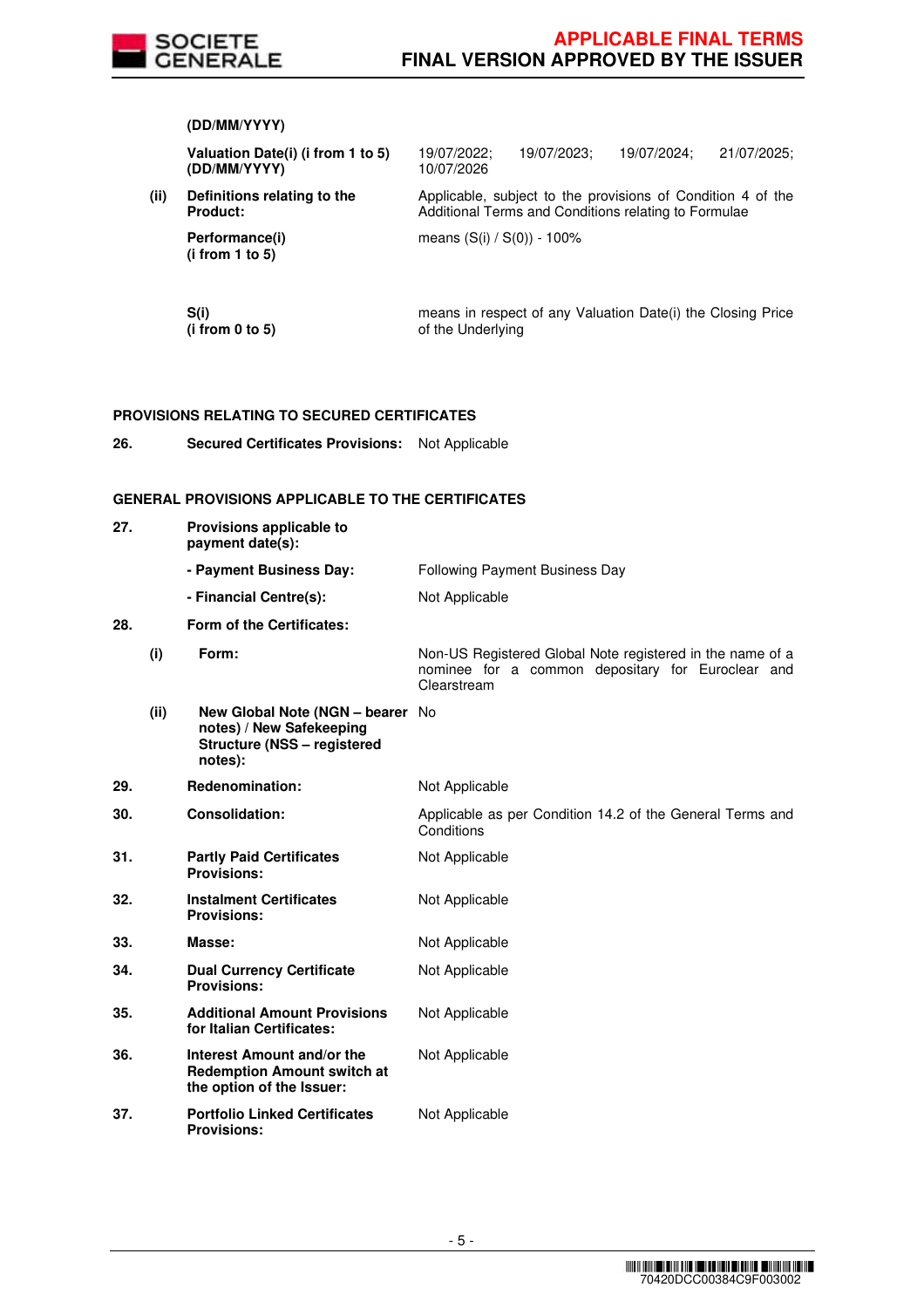| | | | |
|---|---|---|---|
| | | **(DD/MM/YYYY)** | |
| | | **Valuation Date(i) (i from 1 to 5) (DD/MM/YYYY)** | 19/07/2022; 19/07/2023; 19/07/2024; 21/07/2025; 10/07/2026 |
| | **(ii)** | **Definitions relating to the Product:** | Applicable, subject to the provisions of Condition 4 of the Additional Terms and Conditions relating to Formulae |
| | | **Performance(i) (i from 1 to 5)** | means (S(i) / S(0)) - 100% |
| | | **S(i) (i from 0 to 5)** | means in respect of any Valuation Date(i) the Closing Price of the Underlying |

**PROVISIONS RELATING TO SECURED CERTIFICATES**

| | | | |
|---|---|---|---|
| **26.** | | **Secured Certificates Provisions:** | Not Applicable |

**GENERAL PROVISIONS APPLICABLE TO THE CERTIFICATES**

| | | | |
|---|---|---|---|
| **27.** | | **Provisions applicable to payment date(s):** | |
| | | **- Payment Business Day:** | Following Payment Business Day |
| | | **- Financial Centre(s):** | Not Applicable |
| **28.** | | **Form of the Certificates:** | |
| | **(i)** | **Form:** | Non-US Registered Global Note registered in the name of a nominee for a common depositary for Euroclear and Clearstream |
| | **(ii)** | **New Global Note (NGN – bearer notes) / New Safekeeping Structure (NSS – registered notes):** | No |
| **29.** | | **Redenomination:** | Not Applicable |
| **30.** | | **Consolidation:** | Applicable as per Condition 14.2 of the General Terms and Conditions |
| **31.** | | **Partly Paid Certificates Provisions:** | Not Applicable |
| **32.** | | **Instalment Certificates Provisions:** | Not Applicable |
| **33.** | | **Masse:** | Not Applicable |
| **34.** | | **Dual Currency Certificate Provisions:** | Not Applicable |
| **35.** | | **Additional Amount Provisions for Italian Certificates:** | Not Applicable |
| **36.** | | **Interest Amount and/or the Redemption Amount switch at the option of the Issuer:** | Not Applicable |
| **37.** | | **Portfolio Linked Certificates Provisions:** | Not Applicable |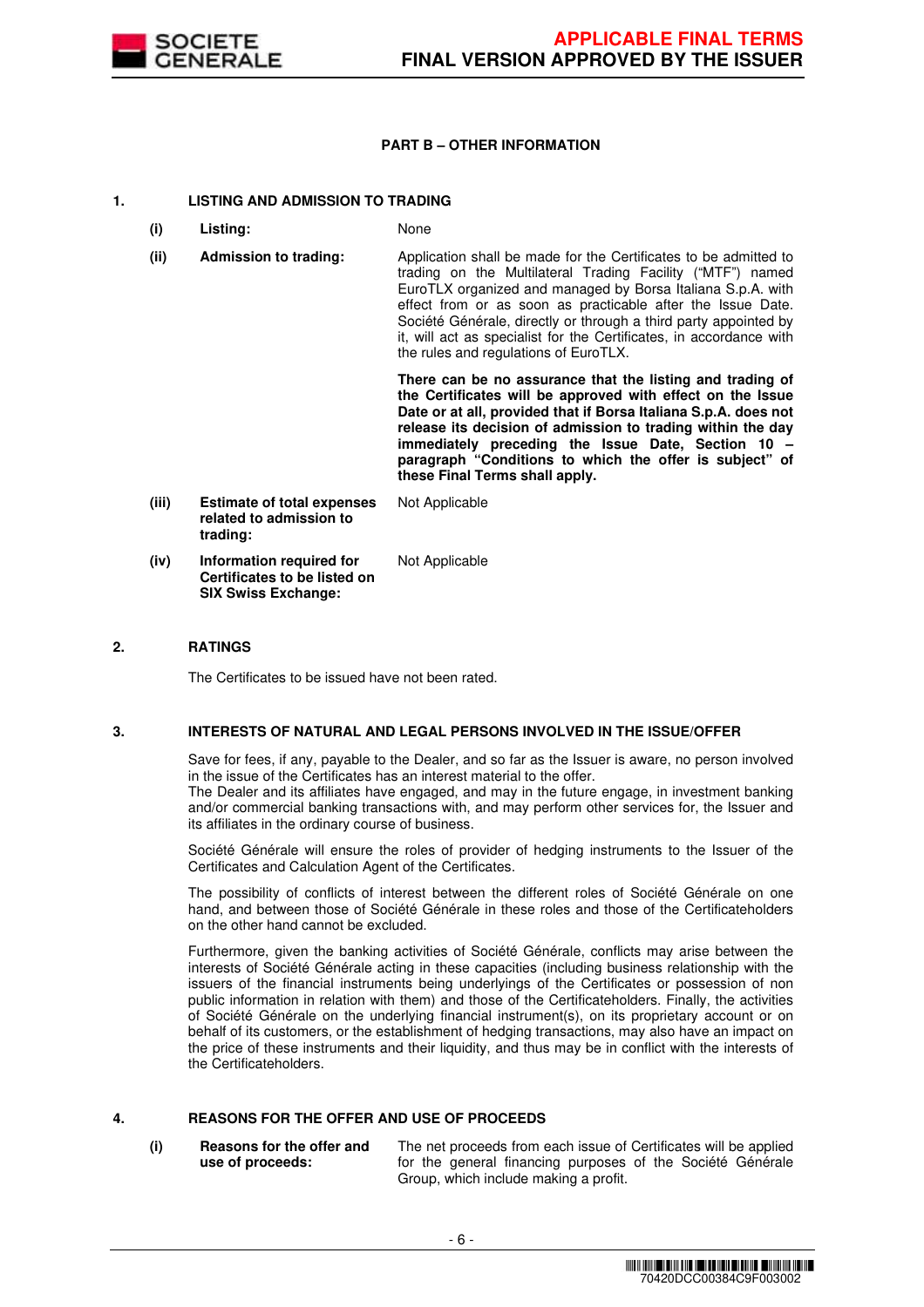## PART B – OTHER INFORMATION

### 1. LISTING AND ADMISSION TO TRADING

| | | |
|---|---|---|
| **(i)** | **Listing:** | None |
| **(ii)** | **Admission to trading:** | Application shall be made for the Certificates to be admitted to trading on the Multilateral Trading Facility ("MTF") named EuroTLX organized and managed by Borsa Italiana S.p.A. with effect from or as soon as practicable after the Issue Date. Société Générale, directly or through a third party appointed by it, will act as specialist for the Certificates, in accordance with the rules and regulations of EuroTLX.<br><br>**There can be no assurance that the listing and trading of the Certificates will be approved with effect on the Issue Date or at all, provided that if Borsa Italiana S.p.A. does not release its decision of admission to trading within the day immediately preceding the Issue Date, Section 10 – paragraph "Conditions to which the offer is subject" of these Final Terms shall apply.** |
| **(iii)** | **Estimate of total expenses related to admission to trading:** | Not Applicable |
| **(iv)** | **Information required for Certificates to be listed on SIX Swiss Exchange:** | Not Applicable |

### 2. RATINGS

The Certificates to be issued have not been rated.

### 3. INTERESTS OF NATURAL AND LEGAL PERSONS INVOLVED IN THE ISSUE/OFFER

Save for fees, if any, payable to the Dealer, and so far as the Issuer is aware, no person involved in the issue of the Certificates has an interest material to the offer.
The Dealer and its affiliates have engaged, and may in the future engage, in investment banking and/or commercial banking transactions with, and may perform other services for, the Issuer and its affiliates in the ordinary course of business.

Société Générale will ensure the roles of provider of hedging instruments to the Issuer of the Certificates and Calculation Agent of the Certificates.

The possibility of conflicts of interest between the different roles of Société Générale on one hand, and between those of Société Générale in these roles and those of the Certificateholders on the other hand cannot be excluded.

Furthermore, given the banking activities of Société Générale, conflicts may arise between the interests of Société Générale acting in these capacities (including business relationship with the issuers of the financial instruments being underlyings of the Certificates or possession of non public information in relation with them) and those of the Certificateholders. Finally, the activities of Société Générale on the underlying financial instrument(s), on its proprietary account or on behalf of its customers, or the establishment of hedging transactions, may also have an impact on the price of these instruments and their liquidity, and thus may be in conflict with the interests of the Certificateholders.

### 4. REASONS FOR THE OFFER AND USE OF PROCEEDS

| | | |
|---|---|---|
| **(i)** | **Reasons for the offer and use of proceeds:** | The net proceeds from each issue of Certificates will be applied for the general financing purposes of the Société Générale Group, which include making a profit. |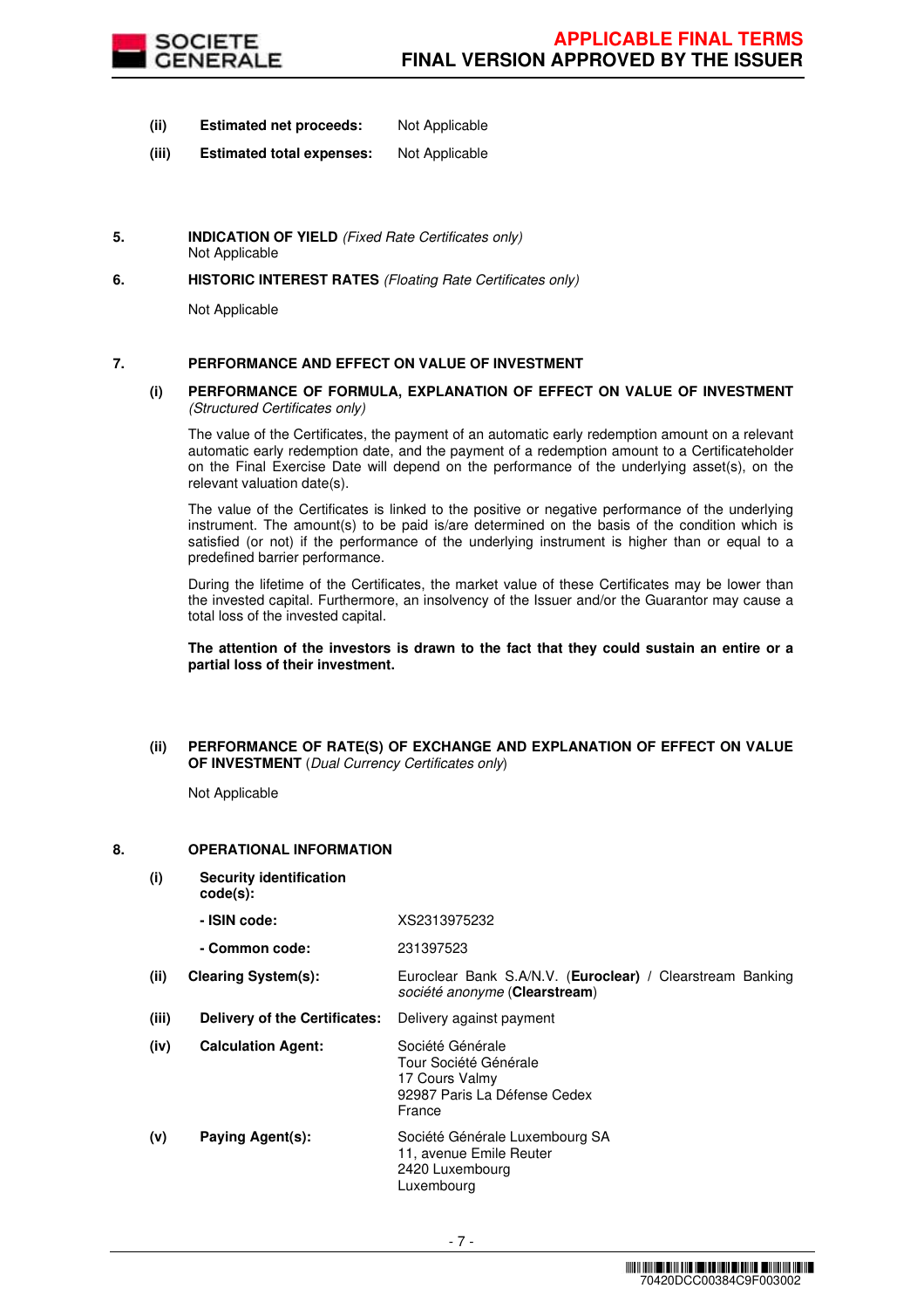**(ii) Estimated net proceeds:** Not Applicable

**(iii) Estimated total expenses:** Not Applicable

**5. INDICATION OF YIELD** *(Fixed Rate Certificates only)*

Not Applicable

**6. HISTORIC INTEREST RATES** *(Floating Rate Certificates only)*

Not Applicable

**7. PERFORMANCE AND EFFECT ON VALUE OF INVESTMENT**

**(i) PERFORMANCE OF FORMULA, EXPLANATION OF EFFECT ON VALUE OF INVESTMENT** *(Structured Certificates only)*

The value of the Certificates, the payment of an automatic early redemption amount on a relevant automatic early redemption date, and the payment of a redemption amount to a Certificateholder on the Final Exercise Date will depend on the performance of the underlying asset(s), on the relevant valuation date(s).

The value of the Certificates is linked to the positive or negative performance of the underlying instrument. The amount(s) to be paid is/are determined on the basis of the condition which is satisfied (or not) if the performance of the underlying instrument is higher than or equal to a predefined barrier performance.

During the lifetime of the Certificates, the market value of these Certificates may be lower than the invested capital. Furthermore, an insolvency of the Issuer and/or the Guarantor may cause a total loss of the invested capital.

**The attention of the investors is drawn to the fact that they could sustain an entire or a partial loss of their investment.**

**(ii) PERFORMANCE OF RATE(S) OF EXCHANGE AND EXPLANATION OF EFFECT ON VALUE OF INVESTMENT** (*Dual Currency Certificates only*)

Not Applicable

**8. OPERATIONAL INFORMATION**

**(i) Security identification code(s):**

**- ISIN code:** XS2313975232

**- Common code:** 231397523

**(ii) Clearing System(s):** Euroclear Bank S.A/N.V. (**Euroclear**) / Clearstream Banking *société anonyme* (**Clearstream**)

**(iii) Delivery of the Certificates:** Delivery against payment

**(iv) Calculation Agent:** Société Générale
Tour Société Générale
17 Cours Valmy
92987 Paris La Défense Cedex
France

**(v) Paying Agent(s):** Société Générale Luxembourg SA
11, avenue Emile Reuter
2420 Luxembourg
Luxembourg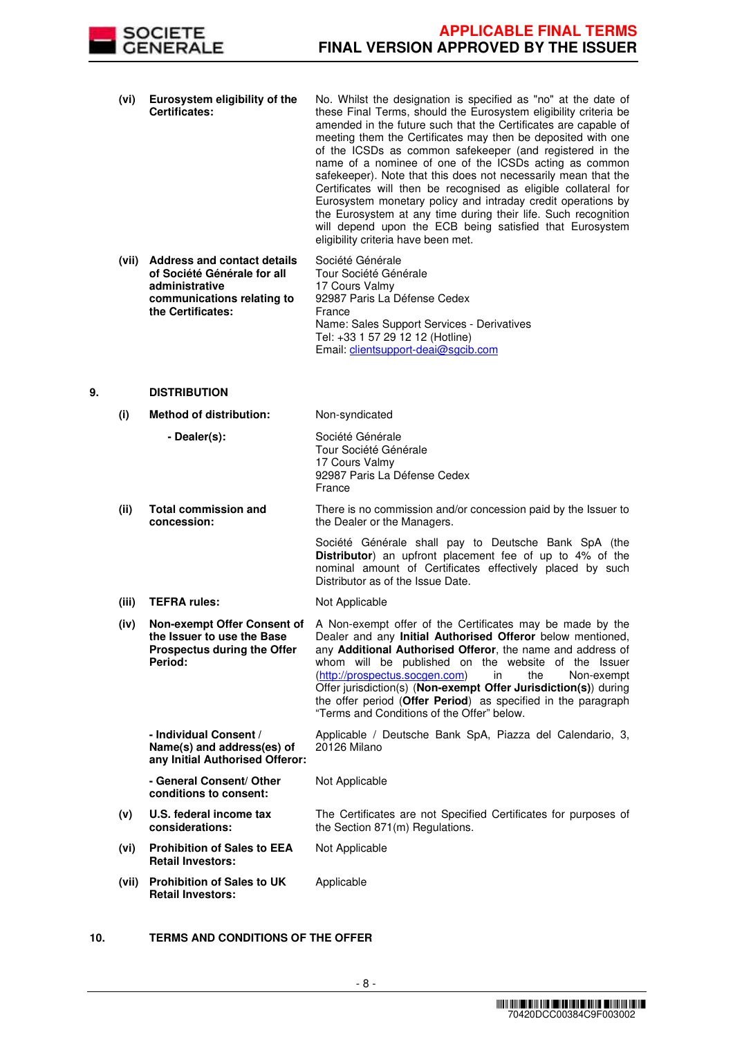| | | |
|---|---|---|
| **(vi)** | **Eurosystem eligibility of the Certificates:** | No. Whilst the designation is specified as "no" at the date of these Final Terms, should the Eurosystem eligibility criteria be amended in the future such that the Certificates are capable of meeting them the Certificates may then be deposited with one of the ICSDs as common safekeeper (and registered in the name of a nominee of one of the ICSDs acting as common safekeeper). Note that this does not necessarily mean that the Certificates will then be recognised as eligible collateral for Eurosystem monetary policy and intraday credit operations by the Eurosystem at any time during their life. Such recognition will depend upon the ECB being satisfied that Eurosystem eligibility criteria have been met. |
| **(vii)** | **Address and contact details of Société Générale for all administrative communications relating to the Certificates:** | Société Générale<br>Tour Société Générale<br>17 Cours Valmy<br>92987 Paris La Défense Cedex<br>France<br>Name: Sales Support Services - Derivatives<br>Tel: +33 1 57 29 12 12 (Hotline)<br>Email: clientsupport-deai@sgcib.com |

## 9. DISTRIBUTION

| | | |
|---|---|---|
| **(i)** | **Method of distribution:** | Non-syndicated |
| | **- Dealer(s):** | Société Générale<br>Tour Société Générale<br>17 Cours Valmy<br>92987 Paris La Défense Cedex<br>France |
| **(ii)** | **Total commission and concession:** | There is no commission and/or concession paid by the Issuer to the Dealer or the Managers.<br><br>Société Générale shall pay to Deutsche Bank SpA (the **Distributor**) an upfront placement fee of up to 4% of the nominal amount of Certificates effectively placed by such Distributor as of the Issue Date. |
| **(iii)** | **TEFRA rules:** | Not Applicable |
| **(iv)** | **Non-exempt Offer Consent of the Issuer to use the Base Prospectus during the Offer Period:** | A Non-exempt offer of the Certificates may be made by the Dealer and any **Initial Authorised Offeror** below mentioned, any **Additional Authorised Offeror**, the name and address of whom will be published on the website of the Issuer (http://prospectus.socgen.com) in the Non-exempt Offer jurisdiction(s) (**Non-exempt Offer Jurisdiction(s)**) during the offer period (**Offer Period**) as specified in the paragraph "Terms and Conditions of the Offer" below. |
| | **- Individual Consent / Name(s) and address(es) of any Initial Authorised Offeror:** | Applicable / Deutsche Bank SpA, Piazza del Calendario, 3, 20126 Milano |
| | **- General Consent/ Other conditions to consent:** | Not Applicable |
| **(v)** | **U.S. federal income tax considerations:** | The Certificates are not Specified Certificates for purposes of the Section 871(m) Regulations. |
| **(vi)** | **Prohibition of Sales to EEA Retail Investors:** | Not Applicable |
| **(vii)** | **Prohibition of Sales to UK Retail Investors:** | Applicable |

## 10. TERMS AND CONDITIONS OF THE OFFER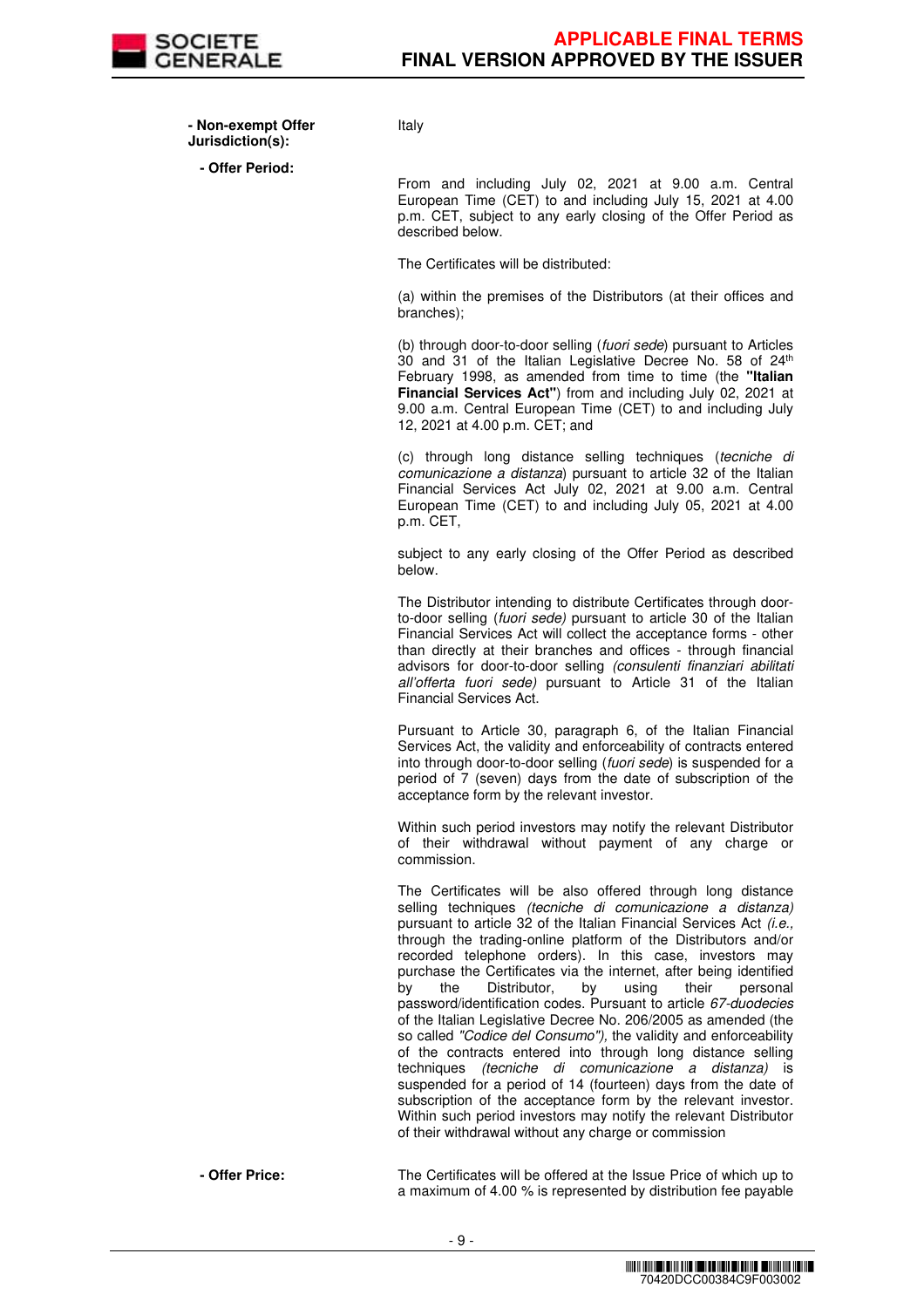**- Non-exempt Offer Jurisdiction(s):** Italy

**- Offer Period:**

From and including July 02, 2021 at 9.00 a.m. Central European Time (CET) to and including July 15, 2021 at 4.00 p.m. CET, subject to any early closing of the Offer Period as described below.

The Certificates will be distributed:

(a) within the premises of the Distributors (at their offices and branches);

(b) through door-to-door selling (*fuori sede*) pursuant to Articles 30 and 31 of the Italian Legislative Decree No. 58 of 24th February 1998, as amended from time to time (the **"Italian Financial Services Act"**) from and including July 02, 2021 at 9.00 a.m. Central European Time (CET) to and including July 12, 2021 at 4.00 p.m. CET; and

(c) through long distance selling techniques (*tecniche di comunicazione a distanza*) pursuant to article 32 of the Italian Financial Services Act July 02, 2021 at 9.00 a.m. Central European Time (CET) to and including July 05, 2021 at 4.00 p.m. CET,

subject to any early closing of the Offer Period as described below.

The Distributor intending to distribute Certificates through door-to-door selling (*fuori sede)* pursuant to article 30 of the Italian Financial Services Act will collect the acceptance forms - other than directly at their branches and offices - through financial advisors for door-to-door selling *(consulenti finanziari abilitati all'offerta fuori sede)* pursuant to Article 31 of the Italian Financial Services Act.

Pursuant to Article 30, paragraph 6, of the Italian Financial Services Act, the validity and enforceability of contracts entered into through door-to-door selling (*fuori sede*) is suspended for a period of 7 (seven) days from the date of subscription of the acceptance form by the relevant investor.

Within such period investors may notify the relevant Distributor of their withdrawal without payment of any charge or commission.

The Certificates will be also offered through long distance selling techniques *(tecniche di comunicazione a distanza)* pursuant to article 32 of the Italian Financial Services Act *(i.e.,* through the trading-online platform of the Distributors and/or recorded telephone orders). In this case, investors may purchase the Certificates via the internet, after being identified by the Distributor, by using their personal password/identification codes. Pursuant to article *67-duodecies* of the Italian Legislative Decree No. 206/2005 as amended (the so called *"Codice del Consumo"),* the validity and enforceability of the contracts entered into through long distance selling techniques *(tecniche di comunicazione a distanza)* is suspended for a period of 14 (fourteen) days from the date of subscription of the acceptance form by the relevant investor. Within such period investors may notify the relevant Distributor of their withdrawal without any charge or commission

**- Offer Price:** The Certificates will be offered at the Issue Price of which up to a maximum of 4.00 % is represented by distribution fee payable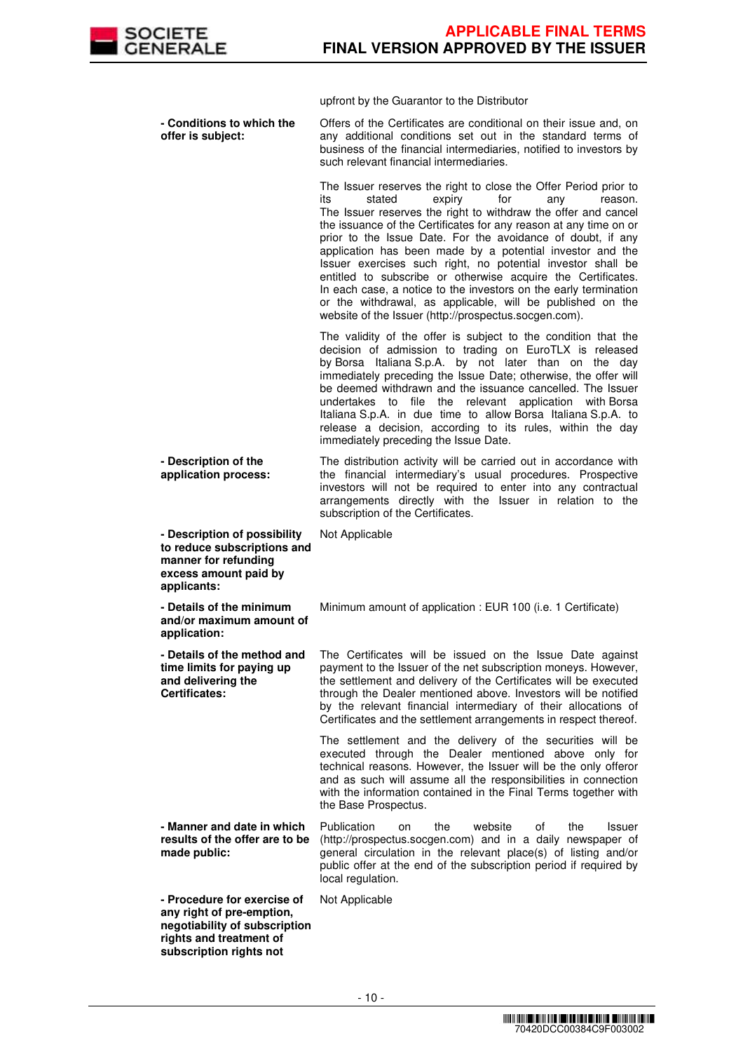| | |
|---|---|
| | upfront by the Guarantor to the Distributor |
| **- Conditions to which the offer is subject:** | Offers of the Certificates are conditional on their issue and, on any additional conditions set out in the standard terms of business of the financial intermediaries, notified to investors by such relevant financial intermediaries.<br><br>The Issuer reserves the right to close the Offer Period prior to its stated expiry for any reason. The Issuer reserves the right to withdraw the offer and cancel the issuance of the Certificates for any reason at any time on or prior to the Issue Date. For the avoidance of doubt, if any application has been made by a potential investor and the Issuer exercises such right, no potential investor shall be entitled to subscribe or otherwise acquire the Certificates. In each case, a notice to the investors on the early termination or the withdrawal, as applicable, will be published on the website of the Issuer (http://prospectus.socgen.com).<br><br>The validity of the offer is subject to the condition that the decision of admission to trading on EuroTLX is released by Borsa Italiana S.p.A. by not later than on the day immediately preceding the Issue Date; otherwise, the offer will be deemed withdrawn and the issuance cancelled. The Issuer undertakes to file the relevant application with Borsa Italiana S.p.A. in due time to allow Borsa Italiana S.p.A. to release a decision, according to its rules, within the day immediately preceding the Issue Date. |
| **- Description of the application process:** | The distribution activity will be carried out in accordance with the financial intermediary's usual procedures. Prospective investors will not be required to enter into any contractual arrangements directly with the Issuer in relation to the subscription of the Certificates. |
| **- Description of possibility to reduce subscriptions and manner for refunding excess amount paid by applicants:** | Not Applicable |
| **- Details of the minimum and/or maximum amount of application:** | Minimum amount of application : EUR 100 (i.e. 1 Certificate) |
| **- Details of the method and time limits for paying up and delivering the Certificates:** | The Certificates will be issued on the Issue Date against payment to the Issuer of the net subscription moneys. However, the settlement and delivery of the Certificates will be executed through the Dealer mentioned above. Investors will be notified by the relevant financial intermediary of their allocations of Certificates and the settlement arrangements in respect thereof.<br><br>The settlement and the delivery of the securities will be executed through the Dealer mentioned above only for technical reasons. However, the Issuer will be the only offeror and as such will assume all the responsibilities in connection with the information contained in the Final Terms together with the Base Prospectus. |
| **- Manner and date in which results of the offer are to be made public:** | Publication on the website of the Issuer (http://prospectus.socgen.com) and in a daily newspaper of general circulation in the relevant place(s) of listing and/or public offer at the end of the subscription period if required by local regulation. |
| **- Procedure for exercise of any right of pre-emption, negotiability of subscription rights and treatment of subscription rights not** | Not Applicable |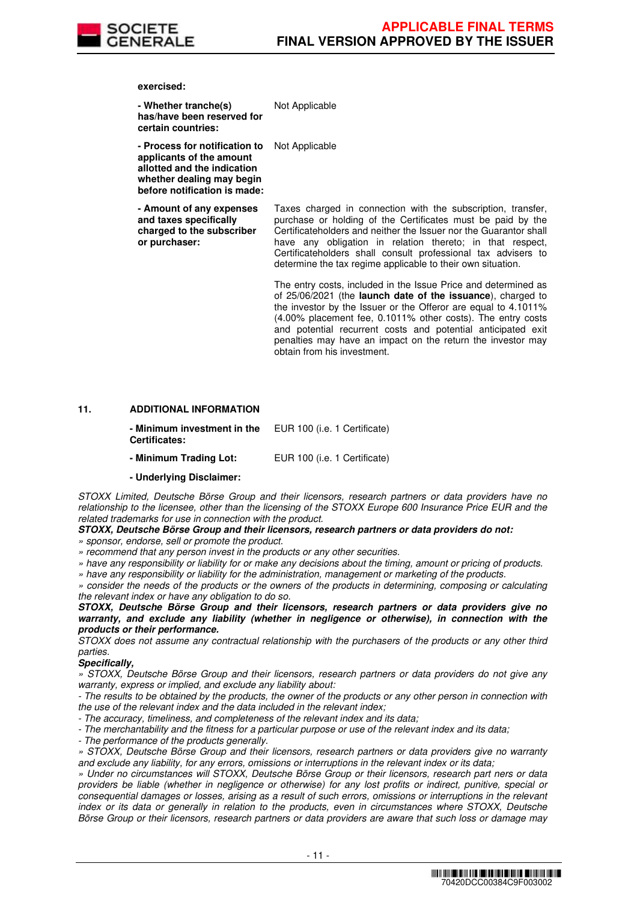**exercised:**

| | |
|---|---|
| **- Whether tranche(s) has/have been reserved for certain countries:** | Not Applicable |
| **- Process for notification to applicants of the amount allotted and the indication whether dealing may begin before notification is made:** | Not Applicable |
| **- Amount of any expenses and taxes specifically charged to the subscriber or purchaser:** | Taxes charged in connection with the subscription, transfer, purchase or holding of the Certificates must be paid by the Certificateholders and neither the Issuer nor the Guarantor shall have any obligation in relation thereto; in that respect, Certificateholders shall consult professional tax advisers to determine the tax regime applicable to their own situation.<br><br>The entry costs, included in the Issue Price and determined as of 25/06/2021 (the **launch date of the issuance**), charged to the investor by the Issuer or the Offeror are equal to 4.1011% (4.00% placement fee, 0.1011% other costs). The entry costs and potential recurrent costs and potential anticipated exit penalties may have an impact on the return the investor may obtain from his investment. |

## 11. ADDITIONAL INFORMATION

| | |
|---|---|
| **- Minimum investment in the Certificates:** | EUR 100 (i.e. 1 Certificate) |
| **- Minimum Trading Lot:** | EUR 100 (i.e. 1 Certificate) |

**- Underlying Disclaimer:**

*STOXX Limited, Deutsche Börse Group and their licensors, research partners or data providers have no relationship to the licensee, other than the licensing of the STOXX Europe 600 Insurance Price EUR and the related trademarks for use in connection with the product.*

***STOXX, Deutsche Börse Group and their licensors, research partners or data providers do not:***

*» sponsor, endorse, sell or promote the product.*

*» recommend that any person invest in the products or any other securities.*

*» have any responsibility or liability for or make any decisions about the timing, amount or pricing of products.*

*» have any responsibility or liability for the administration, management or marketing of the products.*

*» consider the needs of the products or the owners of the products in determining, composing or calculating the relevant index or have any obligation to do so.*

***STOXX, Deutsche Börse Group and their licensors, research partners or data providers give no warranty, and exclude any liability (whether in negligence or otherwise), in connection with the products or their performance.***

*STOXX does not assume any contractual relationship with the purchasers of the products or any other third parties.*

***Specifically,***

*» STOXX, Deutsche Börse Group and their licensors, research partners or data providers do not give any warranty, express or implied, and exclude any liability about:*

*- The results to be obtained by the products, the owner of the products or any other person in connection with the use of the relevant index and the data included in the relevant index;*

*- The accuracy, timeliness, and completeness of the relevant index and its data;*

*- The merchantability and the fitness for a particular purpose or use of the relevant index and its data;*

*- The performance of the products generally.*

*» STOXX, Deutsche Börse Group and their licensors, research partners or data providers give no warranty and exclude any liability, for any errors, omissions or interruptions in the relevant index or its data;*

*» Under no circumstances will STOXX, Deutsche Börse Group or their licensors, research part ners or data providers be liable (whether in negligence or otherwise) for any lost profits or indirect, punitive, special or consequential damages or losses, arising as a result of such errors, omissions or interruptions in the relevant index or its data or generally in relation to the products, even in circumstances where STOXX, Deutsche Börse Group or their licensors, research partners or data providers are aware that such loss or damage may*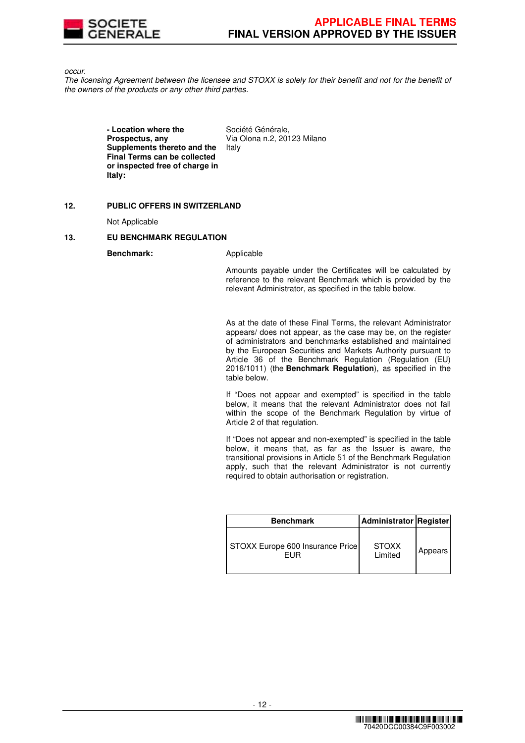*occur.*
*The licensing Agreement between the licensee and STOXX is solely for their benefit and not for the benefit of the owners of the products or any other third parties.*

**- Location where the Prospectus, any Supplements thereto and the Final Terms can be collected or inspected free of charge in Italy:** Société Générale, Via Olona n.2, 20123 Milano Italy

**12. PUBLIC OFFERS IN SWITZERLAND**

Not Applicable

**13. EU BENCHMARK REGULATION**

**Benchmark:** Applicable

Amounts payable under the Certificates will be calculated by reference to the relevant Benchmark which is provided by the relevant Administrator, as specified in the table below.

As at the date of these Final Terms, the relevant Administrator appears/ does not appear, as the case may be, on the register of administrators and benchmarks established and maintained by the European Securities and Markets Authority pursuant to Article 36 of the Benchmark Regulation (Regulation (EU) 2016/1011) (the **Benchmark Regulation**), as specified in the table below.

If "Does not appear and exempted" is specified in the table below, it means that the relevant Administrator does not fall within the scope of the Benchmark Regulation by virtue of Article 2 of that regulation.

If "Does not appear and non-exempted" is specified in the table below, it means that, as far as the Issuer is aware, the transitional provisions in Article 51 of the Benchmark Regulation apply, such that the relevant Administrator is not currently required to obtain authorisation or registration.

| Benchmark | Administrator | Register |
|---|---|---|
| STOXX Europe 600 Insurance Price EUR | STOXX Limited | Appears |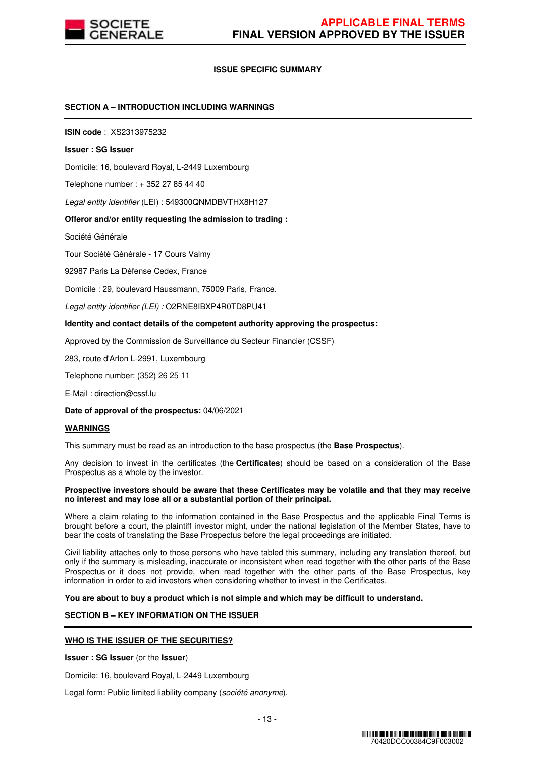## ISSUE SPECIFIC SUMMARY

### SECTION A – INTRODUCTION INCLUDING WARNINGS

**ISIN code** : XS2313975232

**Issuer : SG Issuer**

Domicile: 16, boulevard Royal, L-2449 Luxembourg

Telephone number : + 352 27 85 44 40

*Legal entity identifier* (LEI) : 549300QNMDBVTHX8H127

**Offeror and/or entity requesting the admission to trading :**

Société Générale

Tour Société Générale - 17 Cours Valmy

92987 Paris La Défense Cedex, France

Domicile : 29, boulevard Haussmann, 75009 Paris, France.

*Legal entity identifier (LEI) :* O2RNE8IBXP4R0TD8PU41

**Identity and contact details of the competent authority approving the prospectus:**

Approved by the Commission de Surveillance du Secteur Financier (CSSF)

283, route d'Arlon L-2991, Luxembourg

Telephone number: (352) 26 25 11

E-Mail : direction@cssf.lu

**Date of approval of the prospectus:** 04/06/2021

**WARNINGS**

This summary must be read as an introduction to the base prospectus (the **Base Prospectus**).

Any decision to invest in the certificates (the **Certificates**) should be based on a consideration of the Base Prospectus as a whole by the investor.

**Prospective investors should be aware that these Certificates may be volatile and that they may receive no interest and may lose all or a substantial portion of their principal.**

Where a claim relating to the information contained in the Base Prospectus and the applicable Final Terms is brought before a court, the plaintiff investor might, under the national legislation of the Member States, have to bear the costs of translating the Base Prospectus before the legal proceedings are initiated.

Civil liability attaches only to those persons who have tabled this summary, including any translation thereof, but only if the summary is misleading, inaccurate or inconsistent when read together with the other parts of the Base Prospectus or it does not provide, when read together with the other parts of the Base Prospectus, key information in order to aid investors when considering whether to invest in the Certificates.

**You are about to buy a product which is not simple and which may be difficult to understand.**

### SECTION B – KEY INFORMATION ON THE ISSUER

**WHO IS THE ISSUER OF THE SECURITIES?**

**Issuer : SG Issuer** (or the **Issuer**)

Domicile: 16, boulevard Royal, L-2449 Luxembourg

Legal form: Public limited liability company (*société anonyme*).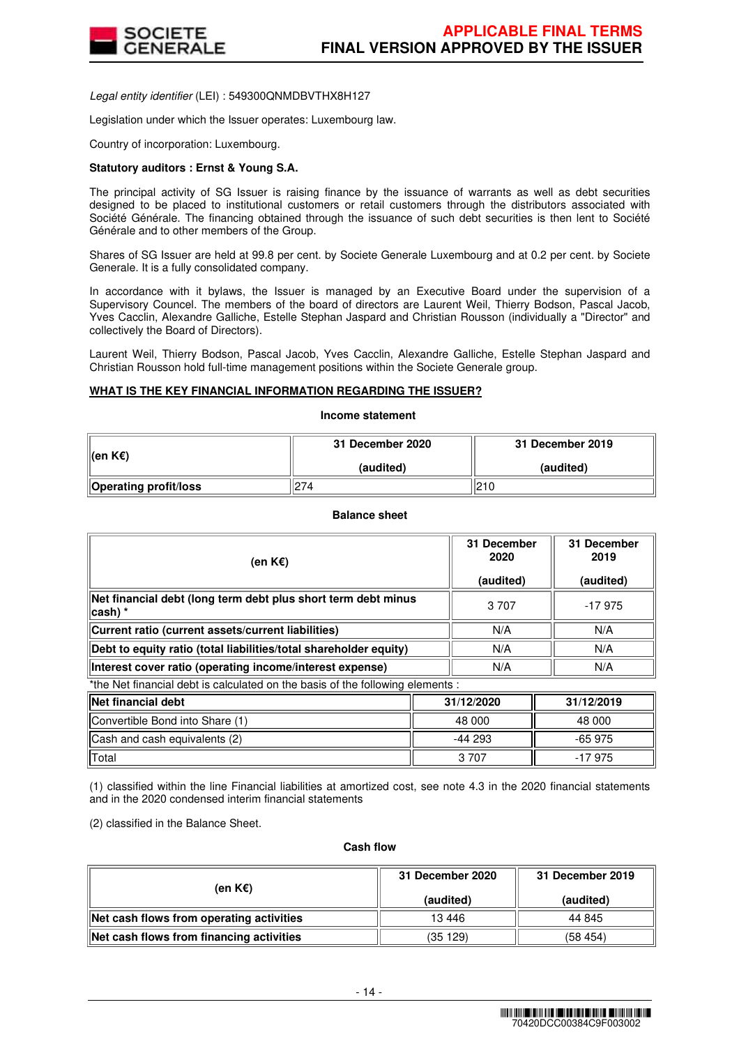*Legal entity identifier* (LEI) : 549300QNMDBVTHX8H127

Legislation under which the Issuer operates: Luxembourg law.

Country of incorporation: Luxembourg.

**Statutory auditors : Ernst & Young S.A.**

The principal activity of SG Issuer is raising finance by the issuance of warrants as well as debt securities designed to be placed to institutional customers or retail customers through the distributors associated with Société Générale. The financing obtained through the issuance of such debt securities is then lent to Société Générale and to other members of the Group.

Shares of SG Issuer are held at 99.8 per cent. by Societe Generale Luxembourg and at 0.2 per cent. by Societe Generale. It is a fully consolidated company.

In accordance with it bylaws, the Issuer is managed by an Executive Board under the supervision of a Supervisory Councel. The members of the board of directors are Laurent Weil, Thierry Bodson, Pascal Jacob, Yves Cacclin, Alexandre Galliche, Estelle Stephan Jaspard and Christian Rousson (individually a "Director" and collectively the Board of Directors).

Laurent Weil, Thierry Bodson, Pascal Jacob, Yves Cacclin, Alexandre Galliche, Estelle Stephan Jaspard and Christian Rousson hold full-time management positions within the Societe Generale group.

**WHAT IS THE KEY FINANCIAL INFORMATION REGARDING THE ISSUER?**

**Income statement**

| (en K€) | 31 December 2020 (audited) | 31 December 2019 (audited) |
|---|---|---|
| **Operating profit/loss** | 274 | 210 |

**Balance sheet**

| (en K€) | 31 December 2020 (audited) | 31 December 2019 (audited) |
|---|---|---|
| **Net financial debt (long term debt plus short term debt minus cash) *** | 3 707 | -17 975 |
| **Current ratio (current assets/current liabilities)** | N/A | N/A |
| **Debt to equity ratio (total liabilities/total shareholder equity)** | N/A | N/A |
| **Interest cover ratio (operating income/interest expense)** | N/A | N/A |

*the Net financial debt is calculated on the basis of the following elements :

| Net financial debt | 31/12/2020 | 31/12/2019 |
|---|---|---|
| Convertible Bond into Share (1) | 48 000 | 48 000 |
| Cash and cash equivalents (2) | -44 293 | -65 975 |
| Total | 3 707 | -17 975 |

(1) classified within the line Financial liabilities at amortized cost, see note 4.3 in the 2020 financial statements and in the 2020 condensed interim financial statements

(2) classified in the Balance Sheet.

**Cash flow**

| (en K€) | 31 December 2020 (audited) | 31 December 2019 (audited) |
|---|---|---|
| **Net cash flows from operating activities** | 13 446 | 44 845 |
| **Net cash flows from financing activities** | (35 129) | (58 454) |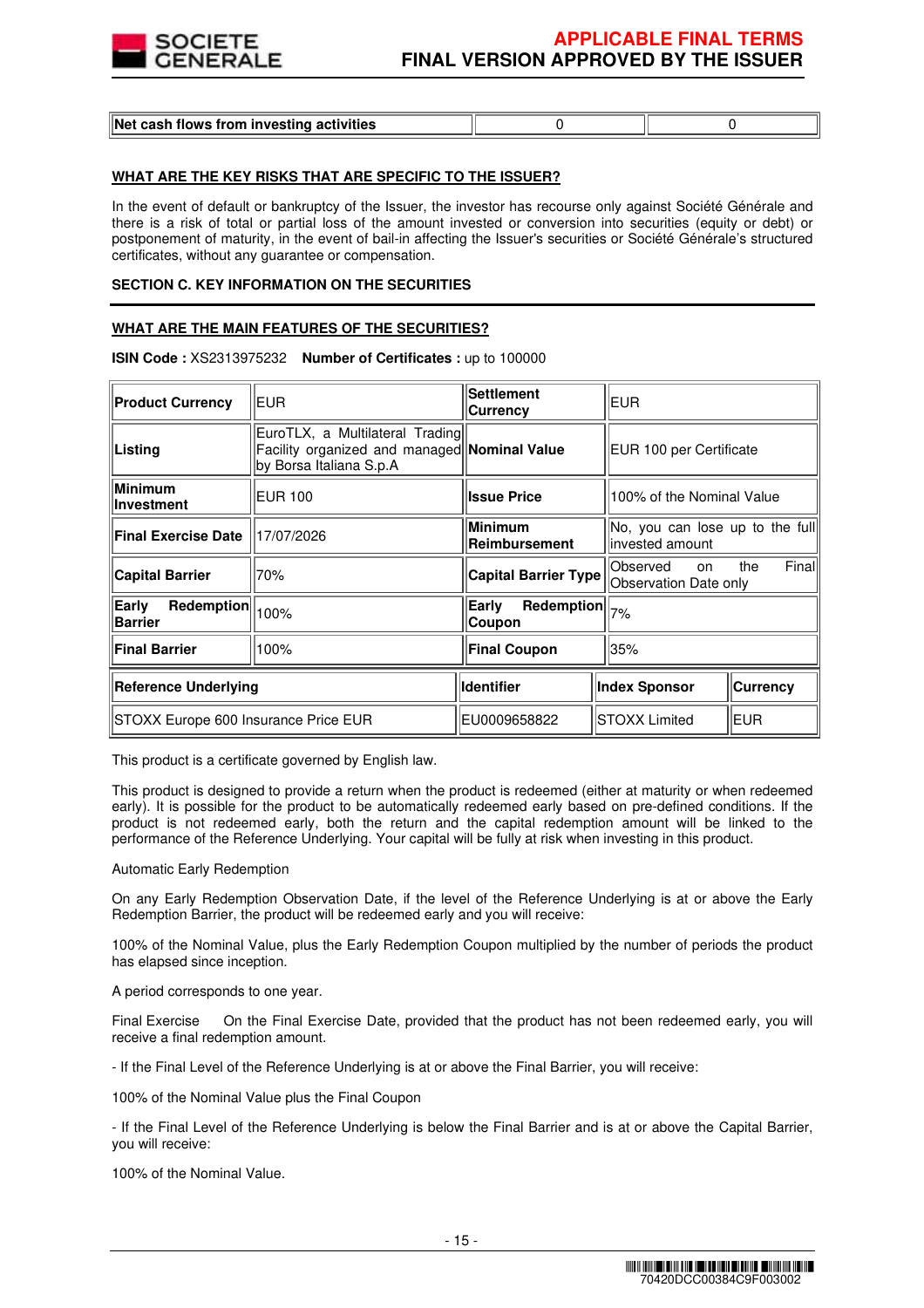| Net cash flows from investing activities | 0 | 0 |
|---|---|---|

**WHAT ARE THE KEY RISKS THAT ARE SPECIFIC TO THE ISSUER?**

In the event of default or bankruptcy of the Issuer, the investor has recourse only against Société Générale and there is a risk of total or partial loss of the amount invested or conversion into securities (equity or debt) or postponement of maturity, in the event of bail-in affecting the Issuer's securities or Société Générale's structured certificates, without any guarantee or compensation.

**SECTION C. KEY INFORMATION ON THE SECURITIES**

**WHAT ARE THE MAIN FEATURES OF THE SECURITIES?**

**ISIN Code :** XS2313975232 **Number of Certificates :** up to 100000

| Product Currency | EUR | Settlement Currency | EUR |
|---|---|---|---|
| Listing | EuroTLX, a Multilateral Trading Facility organized and managed by Borsa Italiana S.p.A | Nominal Value | EUR 100 per Certificate |
| Minimum Investment | EUR 100 | Issue Price | 100% of the Nominal Value |
| Final Exercise Date | 17/07/2026 | Minimum Reimbursement | No, you can lose up to the full invested amount |
| Capital Barrier | 70% | Capital Barrier Type | Observed on the Final Observation Date only |
| Early Redemption Barrier | 100% | Early Redemption Coupon | 7% |
| Final Barrier | 100% | Final Coupon | 35% |

| Reference Underlying | Identifier | Index Sponsor | Currency |
|---|---|---|---|
| STOXX Europe 600 Insurance Price EUR | EU0009658822 | STOXX Limited | EUR |

This product is a certificate governed by English law.

This product is designed to provide a return when the product is redeemed (either at maturity or when redeemed early). It is possible for the product to be automatically redeemed early based on pre-defined conditions. If the product is not redeemed early, both the return and the capital redemption amount will be linked to the performance of the Reference Underlying. Your capital will be fully at risk when investing in this product.

Automatic Early Redemption

On any Early Redemption Observation Date, if the level of the Reference Underlying is at or above the Early Redemption Barrier, the product will be redeemed early and you will receive:

100% of the Nominal Value, plus the Early Redemption Coupon multiplied by the number of periods the product has elapsed since inception.

A period corresponds to one year.

Final Exercise On the Final Exercise Date, provided that the product has not been redeemed early, you will receive a final redemption amount.

- If the Final Level of the Reference Underlying is at or above the Final Barrier, you will receive:

100% of the Nominal Value plus the Final Coupon

- If the Final Level of the Reference Underlying is below the Final Barrier and is at or above the Capital Barrier, you will receive:

100% of the Nominal Value.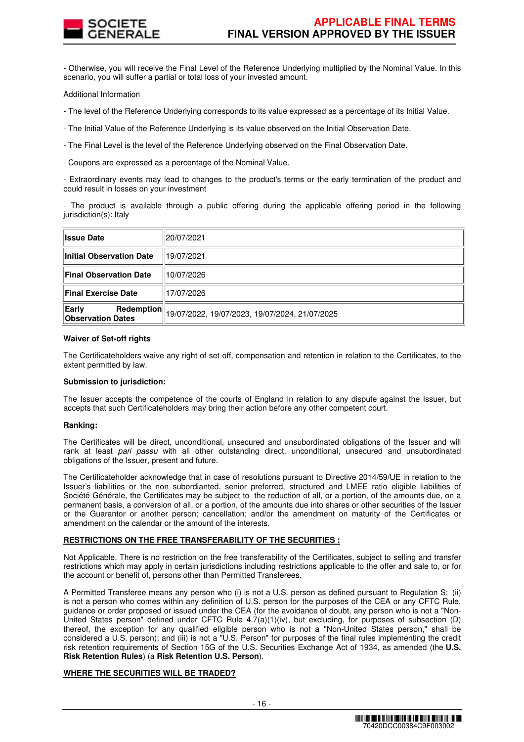- Otherwise, you will receive the Final Level of the Reference Underlying multiplied by the Nominal Value. In this scenario, you will suffer a partial or total loss of your invested amount.

Additional Information

- The level of the Reference Underlying corresponds to its value expressed as a percentage of its Initial Value.

- The Initial Value of the Reference Underlying is its value observed on the Initial Observation Date.

- The Final Level is the level of the Reference Underlying observed on the Final Observation Date.

- Coupons are expressed as a percentage of the Nominal Value.

- Extraordinary events may lead to changes to the product's terms or the early termination of the product and could result in losses on your investment

- The product is available through a public offering during the applicable offering period in the following jurisdiction(s): Italy

| | |
|---|---|
| **Issue Date** | 20/07/2021 |
| **Initial Observation Date** | 19/07/2021 |
| **Final Observation Date** | 10/07/2026 |
| **Final Exercise Date** | 17/07/2026 |
| **Early Redemption Observation Dates** | 19/07/2022, 19/07/2023, 19/07/2024, 21/07/2025 |

**Waiver of Set-off rights**

The Certificateholders waive any right of set-off, compensation and retention in relation to the Certificates, to the extent permitted by law.

**Submission to jurisdiction:**

The Issuer accepts the competence of the courts of England in relation to any dispute against the Issuer, but accepts that such Certificateholders may bring their action before any other competent court.

**Ranking:**

The Certificates will be direct, unconditional, unsecured and unsubordinated obligations of the Issuer and will rank at least *pari passu* with all other outstanding direct, unconditional, unsecured and unsubordinated obligations of the Issuer, present and future.

The Certificateholder acknowledge that in case of resolutions pursuant to Directive 2014/59/UE in relation to the Issuer's liabilities or the non subordianted, senior preferred, structured and LMEE ratio eligible liabilities of Société Générale, the Certificates may be subject to the reduction of all, or a portion, of the amounts due, on a permanent basis, a conversion of all, or a portion, of the amounts due into shares or other securities of the Issuer or the Guarantor or another person; cancellation; and/or the amendment on maturity of the Certificates or amendment on the calendar or the amount of the interests.

**RESTRICTIONS ON THE FREE TRANSFERABILITY OF THE SECURITIES :**

Not Applicable. There is no restriction on the free transferability of the Certificates, subject to selling and transfer restrictions which may apply in certain jurisdictions including restrictions applicable to the offer and sale to, or for the account or benefit of, persons other than Permitted Transferees.

A Permitted Transferee means any person who (i) is not a U.S. person as defined pursuant to Regulation S; (ii) is not a person who comes within any definition of U.S. person for the purposes of the CEA or any CFTC Rule, guidance or order proposed or issued under the CEA (for the avoidance of doubt, any person who is not a "Non-United States person" defined under CFTC Rule 4.7(a)(1)(iv), but excluding, for purposes of subsection (D) thereof, the exception for any qualified eligible person who is not a "Non-United States person," shall be considered a U.S. person); and (iii) is not a "U.S. Person" for purposes of the final rules implementing the credit risk retention requirements of Section 15G of the U.S. Securities Exchange Act of 1934, as amended (the **U.S. Risk Retention Rules**) (a **Risk Retention U.S. Person**).

**WHERE THE SECURITIES WILL BE TRADED?**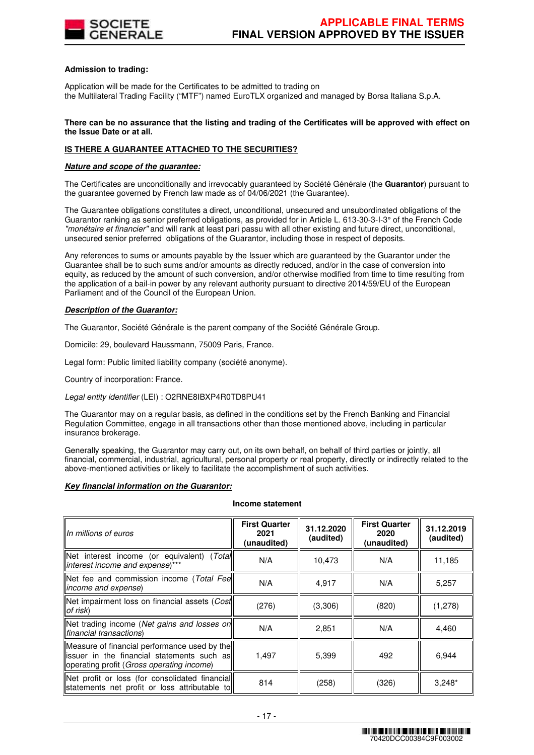**Admission to trading:**

Application will be made for the Certificates to be admitted to trading on
the Multilateral Trading Facility ("MTF") named EuroTLX organized and managed by Borsa Italiana S.p.A.

**There can be no assurance that the listing and trading of the Certificates will be approved with effect on the Issue Date or at all.**

**IS THERE A GUARANTEE ATTACHED TO THE SECURITIES?**

***Nature and scope of the guarantee:***

The Certificates are unconditionally and irrevocably guaranteed by Société Générale (the **Guarantor**) pursuant to the guarantee governed by French law made as of 04/06/2021 (the Guarantee).

The Guarantee obligations constitutes a direct, unconditional, unsecured and unsubordinated obligations of the Guarantor ranking as senior preferred obligations, as provided for in Article L. 613-30-3-I-3° of the French Code *"monétaire et financier"* and will rank at least pari passu with all other existing and future direct, unconditional, unsecured senior preferred obligations of the Guarantor, including those in respect of deposits.

Any references to sums or amounts payable by the Issuer which are guaranteed by the Guarantor under the Guarantee shall be to such sums and/or amounts as directly reduced, and/or in the case of conversion into equity, as reduced by the amount of such conversion, and/or otherwise modified from time to time resulting from the application of a bail-in power by any relevant authority pursuant to directive 2014/59/EU of the European Parliament and of the Council of the European Union.

***Description of the Guarantor:***

The Guarantor, Société Générale is the parent company of the Société Générale Group.

Domicile: 29, boulevard Haussmann, 75009 Paris, France.

Legal form: Public limited liability company (société anonyme).

Country of incorporation: France.

*Legal entity identifier* (LEI) : O2RNE8IBXP4R0TD8PU41

The Guarantor may on a regular basis, as defined in the conditions set by the French Banking and Financial Regulation Committee, engage in all transactions other than those mentioned above, including in particular insurance brokerage.

Generally speaking, the Guarantor may carry out, on its own behalf, on behalf of third parties or jointly, all financial, commercial, industrial, agricultural, personal property or real property, directly or indirectly related to the above-mentioned activities or likely to facilitate the accomplishment of such activities.

***Key financial information on the Guarantor:***

**Income statement**

| *In millions of euros* | First Quarter 2021 (unaudited) | 31.12.2020 (audited) | First Quarter 2020 (unaudited) | 31.12.2019 (audited) |
|---|---|---|---|---|
| Net interest income (or equivalent) (*Total interest income and expense*)*** | N/A | 10,473 | N/A | 11,185 |
| Net fee and commission income (*Total Fee income and expense*) | N/A | 4,917 | N/A | 5,257 |
| Net impairment loss on financial assets (*Cost of risk*) | (276) | (3,306) | (820) | (1,278) |
| Net trading income (*Net gains and losses on financial transactions*) | N/A | 2,851 | N/A | 4,460 |
| Measure of financial performance used by the issuer in the financial statements such as operating profit (*Gross operating income*) | 1,497 | 5,399 | 492 | 6,944 |
| Net profit or loss (for consolidated financial statements net profit or loss attributable to | 814 | (258) | (326) | 3,248* |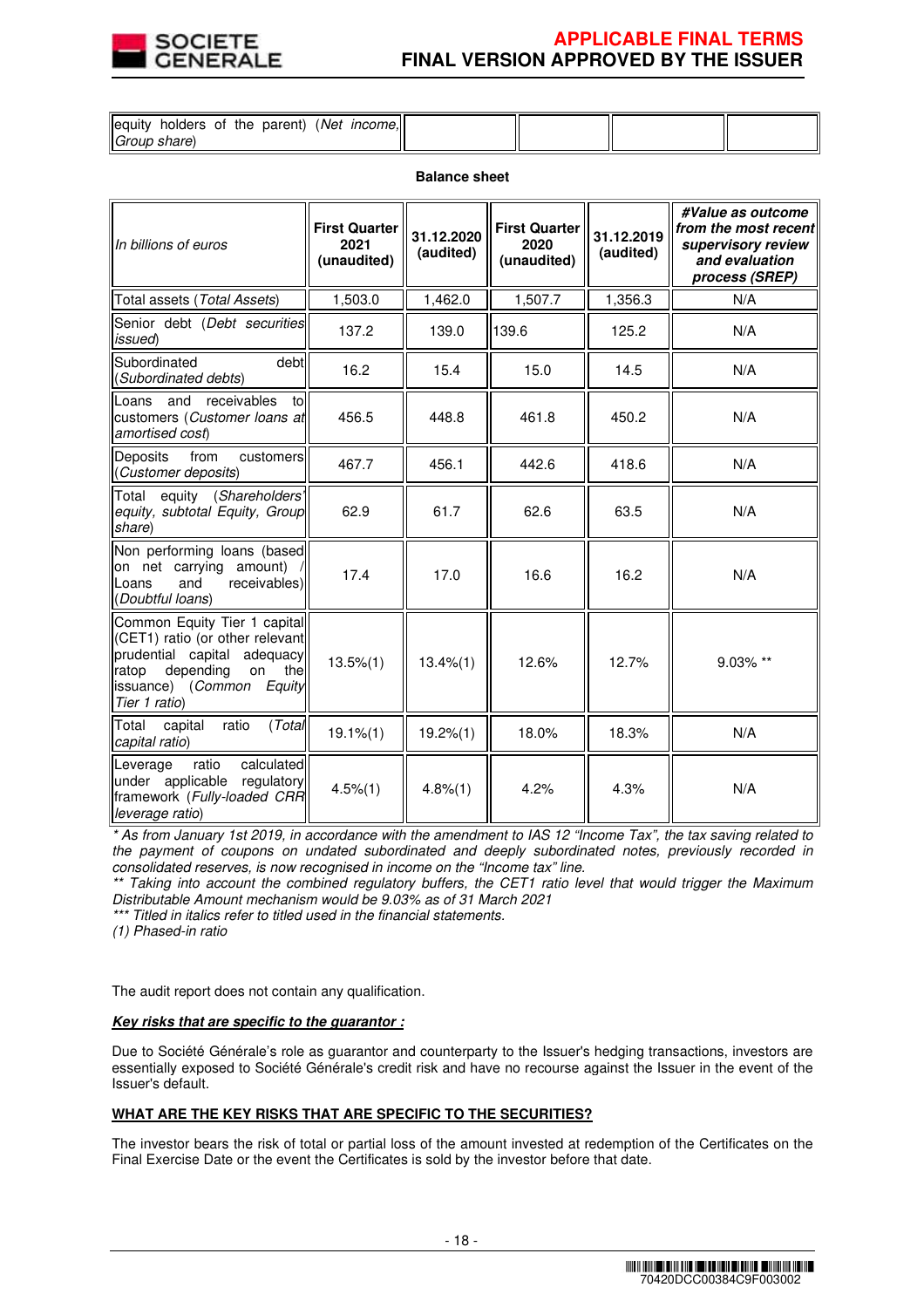| equity holders of the parent) (*Net income, Group share*) | | | | |
|---|---|---|---|---|

**Balance sheet**

| *In billions of euros* | First Quarter 2021 (unaudited) | 31.12.2020 (audited) | First Quarter 2020 (unaudited) | 31.12.2019 (audited) | *#Value as outcome from the most recent supervisory review and evaluation process (SREP)* |
|---|---|---|---|---|---|
| Total assets (*Total Assets*) | 1,503.0 | 1,462.0 | 1,507.7 | 1,356.3 | N/A |
| Senior debt (*Debt securities issued*) | 137.2 | 139.0 | 139.6 | 125.2 | N/A |
| Subordinated debt (*Subordinated debts*) | 16.2 | 15.4 | 15.0 | 14.5 | N/A |
| Loans and receivables to customers (*Customer loans at amortised cost*) | 456.5 | 448.8 | 461.8 | 450.2 | N/A |
| Deposits from customers (*Customer deposits*) | 467.7 | 456.1 | 442.6 | 418.6 | N/A |
| Total equity (*Shareholders' equity, subtotal Equity, Group share*) | 62.9 | 61.7 | 62.6 | 63.5 | N/A |
| Non performing loans (based on net carrying amount) / Loans and receivables) (*Doubtful loans*) | 17.4 | 17.0 | 16.6 | 16.2 | N/A |
| Common Equity Tier 1 capital (CET1) ratio (or other relevant prudential capital adequacy ratop depending on the issuance) (*Common Equity Tier 1 ratio*) | 13.5%(1) | 13.4%(1) | 12.6% | 12.7% | 9.03% ** |
| Total capital ratio (*Total capital ratio*) | 19.1%(1) | 19.2%(1) | 18.0% | 18.3% | N/A |
| Leverage ratio calculated under applicable regulatory framework (*Fully-loaded CRR leverage ratio*) | 4.5%(1) | 4.8%(1) | 4.2% | 4.3% | N/A |

*\* As from January 1st 2019, in accordance with the amendment to IAS 12 "Income Tax", the tax saving related to the payment of coupons on undated subordinated and deeply subordinated notes, previously recorded in consolidated reserves, is now recognised in income on the "Income tax" line.*

*\*\* Taking into account the combined regulatory buffers, the CET1 ratio level that would trigger the Maximum Distributable Amount mechanism would be 9.03% as of 31 March 2021*

*\*\*\* Titled in italics refer to titled used in the financial statements.*

*(1) Phased-in ratio*

The audit report does not contain any qualification.

***Key risks that are specific to the guarantor :***

Due to Société Générale's role as guarantor and counterparty to the Issuer's hedging transactions, investors are essentially exposed to Société Générale's credit risk and have no recourse against the Issuer in the event of the Issuer's default.

**WHAT ARE THE KEY RISKS THAT ARE SPECIFIC TO THE SECURITIES?**

The investor bears the risk of total or partial loss of the amount invested at redemption of the Certificates on the Final Exercise Date or the event the Certificates is sold by the investor before that date.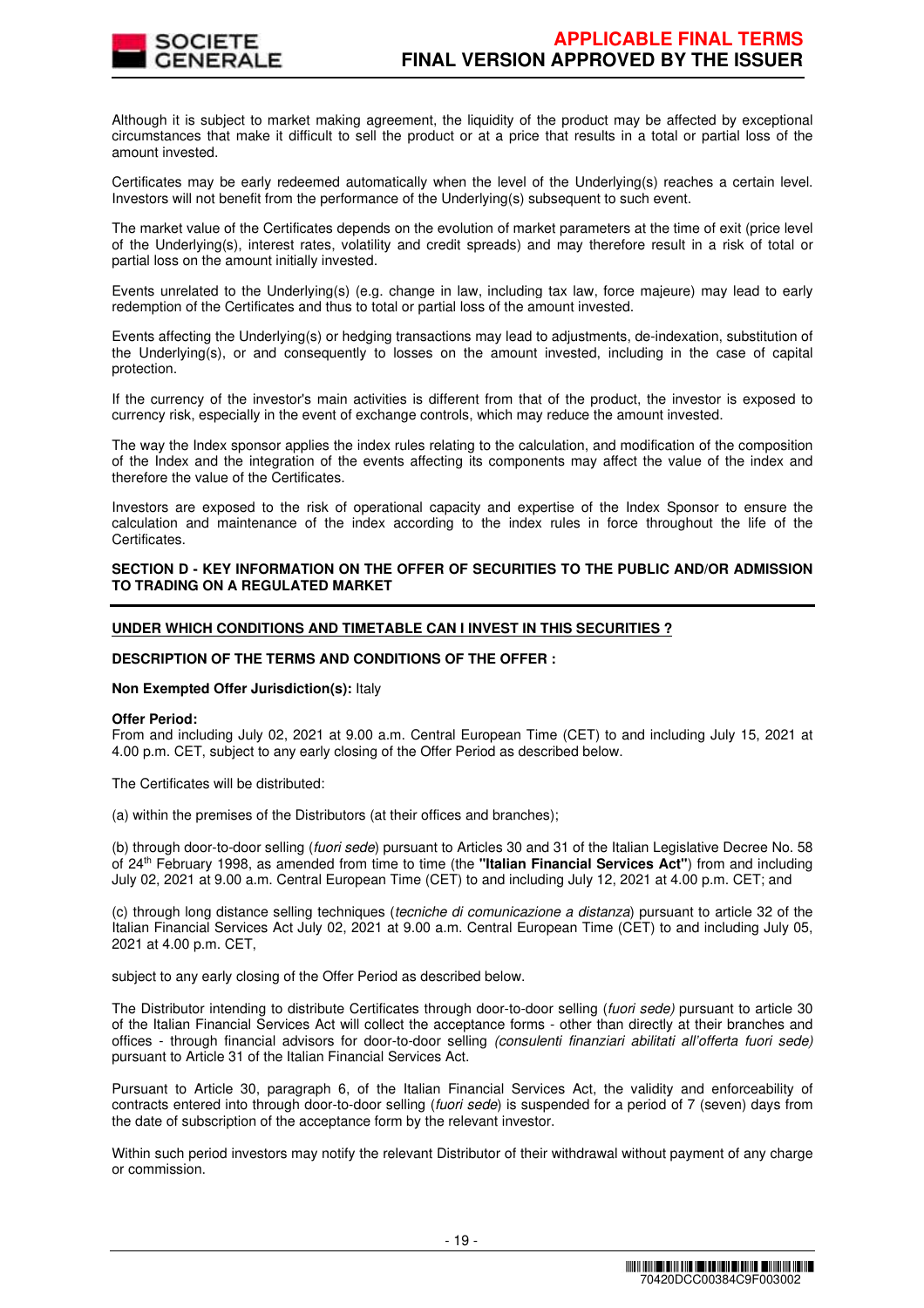Although it is subject to market making agreement, the liquidity of the product may be affected by exceptional circumstances that make it difficult to sell the product or at a price that results in a total or partial loss of the amount invested.

Certificates may be early redeemed automatically when the level of the Underlying(s) reaches a certain level. Investors will not benefit from the performance of the Underlying(s) subsequent to such event.

The market value of the Certificates depends on the evolution of market parameters at the time of exit (price level of the Underlying(s), interest rates, volatility and credit spreads) and may therefore result in a risk of total or partial loss on the amount initially invested.

Events unrelated to the Underlying(s) (e.g. change in law, including tax law, force majeure) may lead to early redemption of the Certificates and thus to total or partial loss of the amount invested.

Events affecting the Underlying(s) or hedging transactions may lead to adjustments, de-indexation, substitution of the Underlying(s), or and consequently to losses on the amount invested, including in the case of capital protection.

If the currency of the investor's main activities is different from that of the product, the investor is exposed to currency risk, especially in the event of exchange controls, which may reduce the amount invested.

The way the Index sponsor applies the index rules relating to the calculation, and modification of the composition of the Index and the integration of the events affecting its components may affect the value of the index and therefore the value of the Certificates.

Investors are exposed to the risk of operational capacity and expertise of the Index Sponsor to ensure the calculation and maintenance of the index according to the index rules in force throughout the life of the Certificates.

## SECTION D - KEY INFORMATION ON THE OFFER OF SECURITIES TO THE PUBLIC AND/OR ADMISSION TO TRADING ON A REGULATED MARKET

**UNDER WHICH CONDITIONS AND TIMETABLE CAN I INVEST IN THIS SECURITIES ?**

**DESCRIPTION OF THE TERMS AND CONDITIONS OF THE OFFER :**

**Non Exempted Offer Jurisdiction(s):** Italy

**Offer Period:**
From and including July 02, 2021 at 9.00 a.m. Central European Time (CET) to and including July 15, 2021 at 4.00 p.m. CET, subject to any early closing of the Offer Period as described below.

The Certificates will be distributed:

(a) within the premises of the Distributors (at their offices and branches);

(b) through door-to-door selling (*fuori sede*) pursuant to Articles 30 and 31 of the Italian Legislative Decree No. 58 of 24th February 1998, as amended from time to time (the **"Italian Financial Services Act"**) from and including July 02, 2021 at 9.00 a.m. Central European Time (CET) to and including July 12, 2021 at 4.00 p.m. CET; and

(c) through long distance selling techniques (*tecniche di comunicazione a distanza*) pursuant to article 32 of the Italian Financial Services Act July 02, 2021 at 9.00 a.m. Central European Time (CET) to and including July 05, 2021 at 4.00 p.m. CET,

subject to any early closing of the Offer Period as described below.

The Distributor intending to distribute Certificates through door-to-door selling (*fuori sede)* pursuant to article 30 of the Italian Financial Services Act will collect the acceptance forms - other than directly at their branches and offices - through financial advisors for door-to-door selling *(consulenti finanziari abilitati all'offerta fuori sede)* pursuant to Article 31 of the Italian Financial Services Act.

Pursuant to Article 30, paragraph 6, of the Italian Financial Services Act, the validity and enforceability of contracts entered into through door-to-door selling (*fuori sede*) is suspended for a period of 7 (seven) days from the date of subscription of the acceptance form by the relevant investor.

Within such period investors may notify the relevant Distributor of their withdrawal without payment of any charge or commission.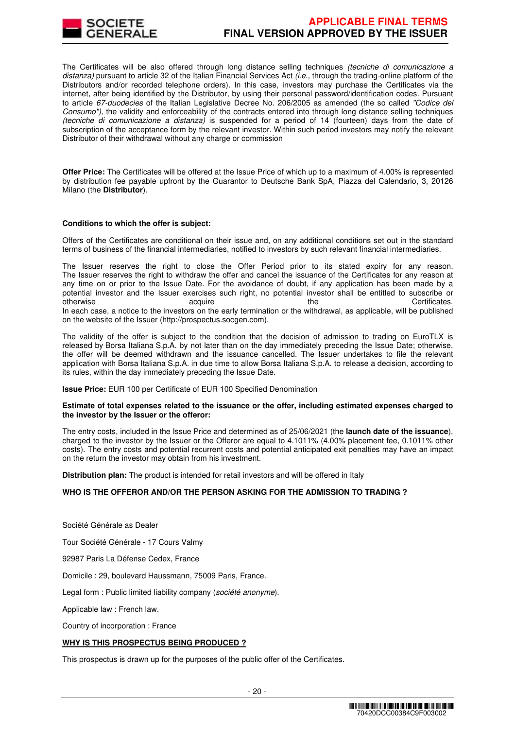The Certificates will be also offered through long distance selling techniques *(tecniche di comunicazione a distanza)* pursuant to article 32 of the Italian Financial Services Act *(i.e.,* through the trading-online platform of the Distributors and/or recorded telephone orders). In this case, investors may purchase the Certificates via the internet, after being identified by the Distributor, by using their personal password/identification codes. Pursuant to article *67-duodecies* of the Italian Legislative Decree No. 206/2005 as amended (the so called *"Codice del Consumo"),* the validity and enforceability of the contracts entered into through long distance selling techniques *(tecniche di comunicazione a distanza)* is suspended for a period of 14 (fourteen) days from the date of subscription of the acceptance form by the relevant investor. Within such period investors may notify the relevant Distributor of their withdrawal without any charge or commission

**Offer Price:** The Certificates will be offered at the Issue Price of which up to a maximum of 4.00% is represented by distribution fee payable upfront by the Guarantor to Deutsche Bank SpA, Piazza del Calendario, 3, 20126 Milano (the **Distributor**).

**Conditions to which the offer is subject:**

Offers of the Certificates are conditional on their issue and, on any additional conditions set out in the standard terms of business of the financial intermediaries, notified to investors by such relevant financial intermediaries.

The Issuer reserves the right to close the Offer Period prior to its stated expiry for any reason. The Issuer reserves the right to withdraw the offer and cancel the issuance of the Certificates for any reason at any time on or prior to the Issue Date. For the avoidance of doubt, if any application has been made by a potential investor and the Issuer exercises such right, no potential investor shall be entitled to subscribe or otherwise acquire the Certificates.
In each case, a notice to the investors on the early termination or the withdrawal, as applicable, will be published on the website of the Issuer (http://prospectus.socgen.com).

The validity of the offer is subject to the condition that the decision of admission to trading on EuroTLX is released by Borsa Italiana S.p.A. by not later than on the day immediately preceding the Issue Date; otherwise, the offer will be deemed withdrawn and the issuance cancelled. The Issuer undertakes to file the relevant application with Borsa Italiana S.p.A. in due time to allow Borsa Italiana S.p.A. to release a decision, according to its rules, within the day immediately preceding the Issue Date.

**Issue Price:** EUR 100 per Certificate of EUR 100 Specified Denomination

**Estimate of total expenses related to the issuance or the offer, including estimated expenses charged to the investor by the Issuer or the offeror:**

The entry costs, included in the Issue Price and determined as of 25/06/2021 (the **launch date of the issuance**), charged to the investor by the Issuer or the Offeror are equal to 4.1011% (4.00% placement fee, 0.1011% other costs). The entry costs and potential recurrent costs and potential anticipated exit penalties may have an impact on the return the investor may obtain from his investment.

**Distribution plan:** The product is intended for retail investors and will be offered in Italy

**WHO IS THE OFFEROR AND/OR THE PERSON ASKING FOR THE ADMISSION TO TRADING ?**

Société Générale as Dealer

Tour Société Générale - 17 Cours Valmy

92987 Paris La Défense Cedex, France

Domicile : 29, boulevard Haussmann, 75009 Paris, France.

Legal form : Public limited liability company (*société anonyme*).

Applicable law : French law.

Country of incorporation : France

**WHY IS THIS PROSPECTUS BEING PRODUCED ?**

This prospectus is drawn up for the purposes of the public offer of the Certificates.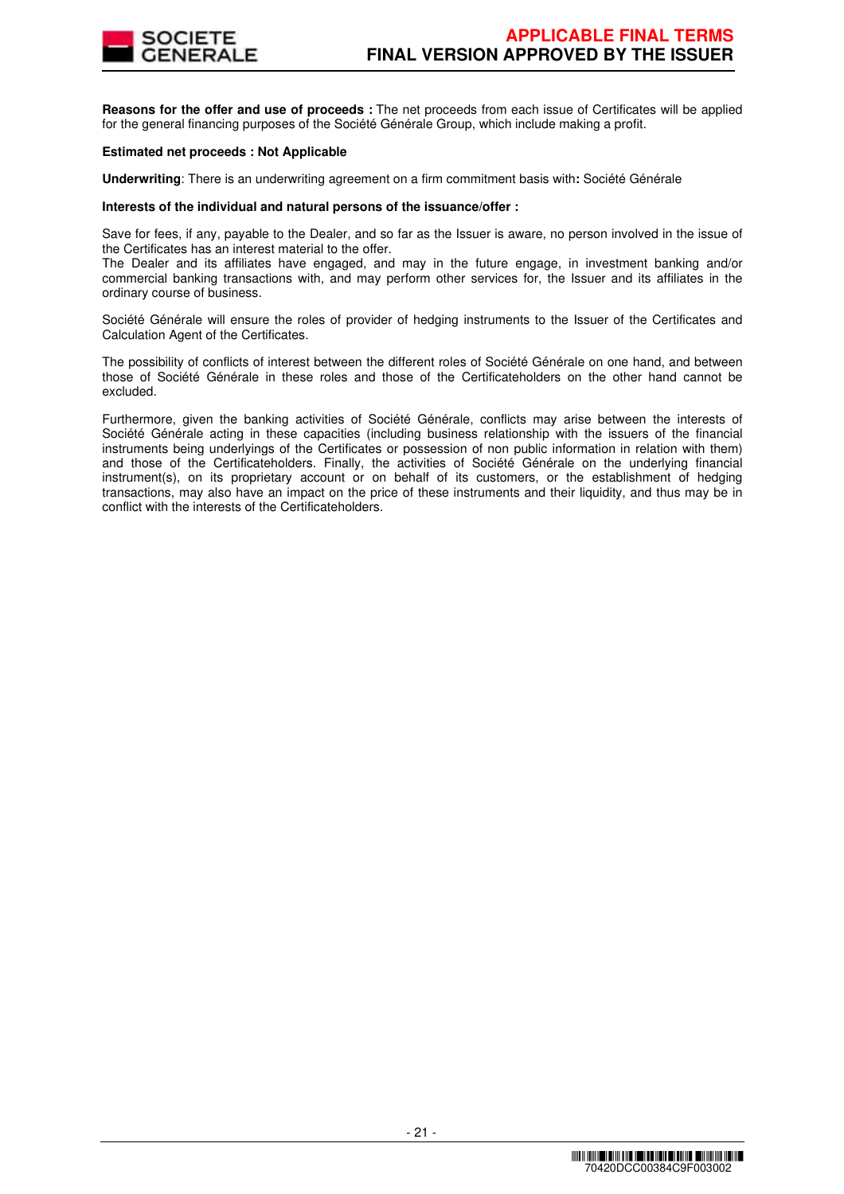**Reasons for the offer and use of proceeds :** The net proceeds from each issue of Certificates will be applied for the general financing purposes of the Société Générale Group, which include making a profit.

**Estimated net proceeds : Not Applicable**

**Underwriting**: There is an underwriting agreement on a firm commitment basis with**:** Société Générale

**Interests of the individual and natural persons of the issuance/offer :**

Save for fees, if any, payable to the Dealer, and so far as the Issuer is aware, no person involved in the issue of the Certificates has an interest material to the offer.
The Dealer and its affiliates have engaged, and may in the future engage, in investment banking and/or commercial banking transactions with, and may perform other services for, the Issuer and its affiliates in the ordinary course of business.

Société Générale will ensure the roles of provider of hedging instruments to the Issuer of the Certificates and Calculation Agent of the Certificates.

The possibility of conflicts of interest between the different roles of Société Générale on one hand, and between those of Société Générale in these roles and those of the Certificateholders on the other hand cannot be excluded.

Furthermore, given the banking activities of Société Générale, conflicts may arise between the interests of Société Générale acting in these capacities (including business relationship with the issuers of the financial instruments being underlyings of the Certificates or possession of non public information in relation with them) and those of the Certificateholders. Finally, the activities of Société Générale on the underlying financial instrument(s), on its proprietary account or on behalf of its customers, or the establishment of hedging transactions, may also have an impact on the price of these instruments and their liquidity, and thus may be in conflict with the interests of the Certificateholders.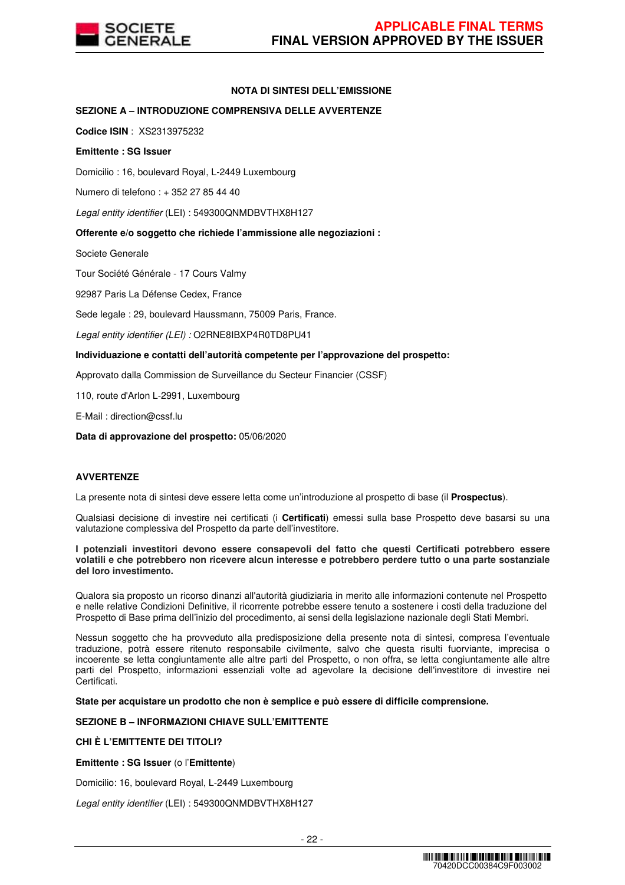## NOTA DI SINTESI DELL'EMISSIONE

### SEZIONE A – INTRODUZIONE COMPRENSIVA DELLE AVVERTENZE

**Codice ISIN** : XS2313975232

**Emittente : SG Issuer**

Domicilio : 16, boulevard Royal, L-2449 Luxembourg

Numero di telefono : + 352 27 85 44 40

*Legal entity identifier* (LEI) : 549300QNMDBVTHX8H127

**Offerente e/o soggetto che richiede l'ammissione alle negoziazioni :**

Societe Generale

Tour Société Générale - 17 Cours Valmy

92987 Paris La Défense Cedex, France

Sede legale : 29, boulevard Haussmann, 75009 Paris, France.

*Legal entity identifier (LEI) :* O2RNE8IBXP4R0TD8PU41

**Individuazione e contatti dell'autorità competente per l'approvazione del prospetto:**

Approvato dalla Commission de Surveillance du Secteur Financier (CSSF)

110, route d'Arlon L-2991, Luxembourg

E-Mail : direction@cssf.lu

**Data di approvazione del prospetto:** 05/06/2020

### AVVERTENZE

La presente nota di sintesi deve essere letta come un'introduzione al prospetto di base (il **Prospectus**).

Qualsiasi decisione di investire nei certificati (i **Certificati**) emessi sulla base Prospetto deve basarsi su una valutazione complessiva del Prospetto da parte dell'investitore.

**I potenziali investitori devono essere consapevoli del fatto che questi Certificati potrebbero essere volatili e che potrebbero non ricevere alcun interesse e potrebbero perdere tutto o una parte sostanziale del loro investimento.**

Qualora sia proposto un ricorso dinanzi all'autorità giudiziaria in merito alle informazioni contenute nel Prospetto e nelle relative Condizioni Definitive, il ricorrente potrebbe essere tenuto a sostenere i costi della traduzione del Prospetto di Base prima dell'inizio del procedimento, ai sensi della legislazione nazionale degli Stati Membri.

Nessun soggetto che ha provveduto alla predisposizione della presente nota di sintesi, compresa l'eventuale traduzione, potrà essere ritenuto responsabile civilmente, salvo che questa risulti fuorviante, imprecisa o incoerente se letta congiuntamente alle altre parti del Prospetto, o non offra, se letta congiuntamente alle altre parti del Prospetto, informazioni essenziali volte ad agevolare la decisione dell'investitore di investire nei Certificati.

**State per acquistare un prodotto che non è semplice e può essere di difficile comprensione.**

### SEZIONE B – INFORMAZIONI CHIAVE SULL'EMITTENTE

### CHI È L'EMITTENTE DEI TITOLI?

**Emittente : SG Issuer** (o l'**Emittente**)

Domicilio: 16, boulevard Royal, L-2449 Luxembourg

*Legal entity identifier* (LEI) : 549300QNMDBVTHX8H127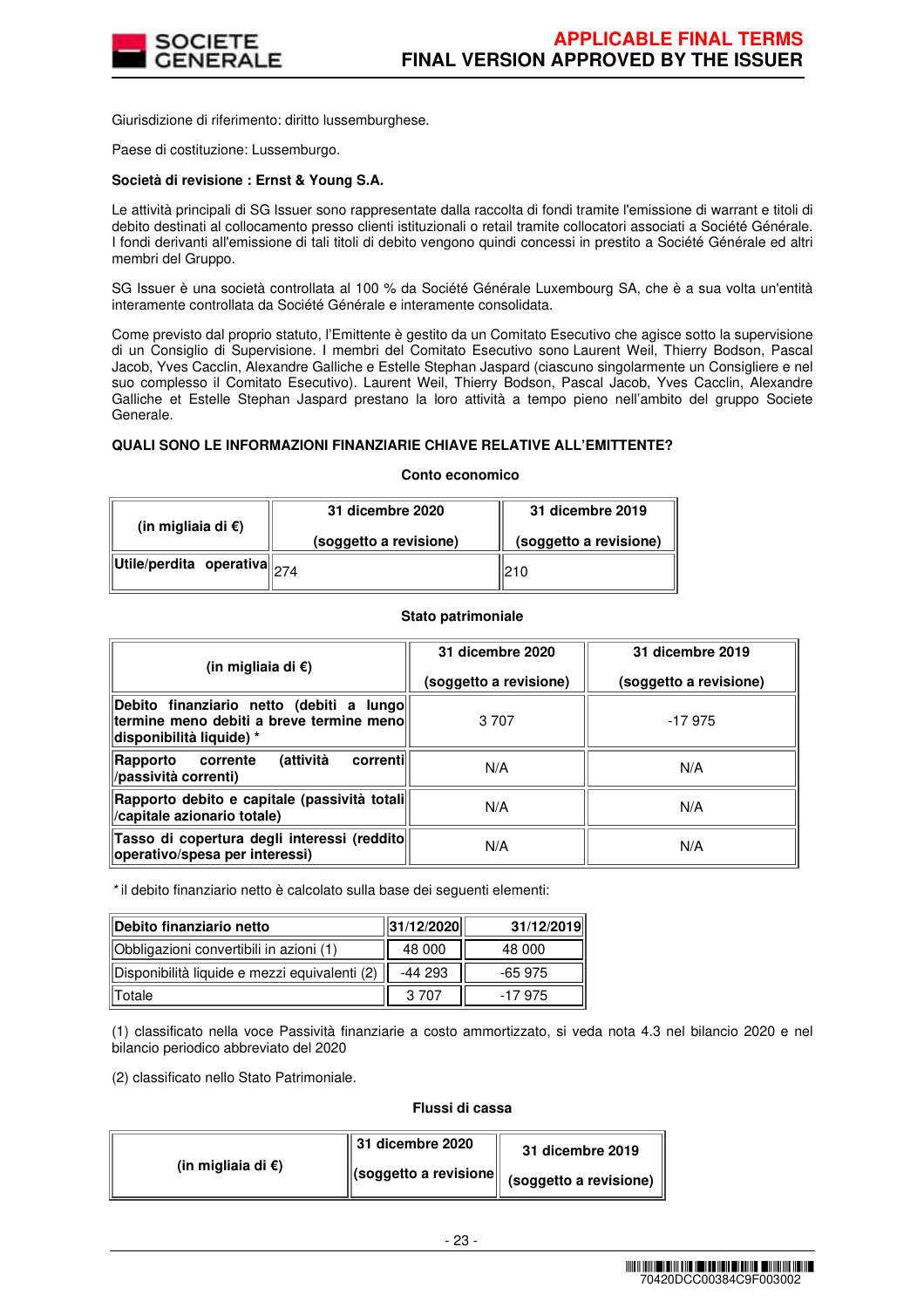Giurisdizione di riferimento: diritto lussemburghese.

Paese di costituzione: Lussemburgo.

**Società di revisione : Ernst & Young S.A.**

Le attività principali di SG Issuer sono rappresentate dalla raccolta di fondi tramite l'emissione di warrant e titoli di debito destinati al collocamento presso clienti istituzionali o retail tramite collocatori associati a Société Générale. I fondi derivanti all'emissione di tali titoli di debito vengono quindi concessi in prestito a Société Générale ed altri membri del Gruppo.

SG Issuer è una società controllata al 100 % da Société Générale Luxembourg SA, che è a sua volta un'entità interamente controllata da Société Générale e interamente consolidata.

Come previsto dal proprio statuto, l'Emittente è gestito da un Comitato Esecutivo che agisce sotto la supervisione di un Consiglio di Supervisione. I membri del Comitato Esecutivo sono Laurent Weil, Thierry Bodson, Pascal Jacob, Yves Cacclin, Alexandre Galliche e Estelle Stephan Jaspard (ciascuno singolarmente un Consigliere e nel suo complesso il Comitato Esecutivo). Laurent Weil, Thierry Bodson, Pascal Jacob, Yves Cacclin, Alexandre Galliche et Estelle Stephan Jaspard prestano la loro attività a tempo pieno nell'ambito del gruppo Societe Generale.

**QUALI SONO LE INFORMAZIONI FINANZIARIE CHIAVE RELATIVE ALL'EMITTENTE?**

**Conto economico**

| (in migliaia di €) | 31 dicembre 2020 (soggetto a revisione) | 31 dicembre 2019 (soggetto a revisione) |
|---|---|---|
| Utile/perdita operativa | 274 | 210 |

**Stato patrimoniale**

| (in migliaia di €) | 31 dicembre 2020 (soggetto a revisione) | 31 dicembre 2019 (soggetto a revisione) |
|---|---|---|
| Debito finanziario netto (debiti a lungo termine meno debiti a breve termine meno disponibilità liquide) * | 3 707 | -17 975 |
| Rapporto corrente (attività correnti /passività correnti) | N/A | N/A |
| Rapporto debito e capitale (passività totali /capitale azionario totale) | N/A | N/A |
| Tasso di copertura degli interessi (reddito operativo/spesa per interessi) | N/A | N/A |

* il debito finanziario netto è calcolato sulla base dei seguenti elementi:

| Debito finanziario netto | 31/12/2020 | 31/12/2019 |
|---|---|---|
| Obbligazioni convertibili in azioni (1) | 48 000 | 48 000 |
| Disponibilità liquide e mezzi equivalenti (2) | -44 293 | -65 975 |
| Totale | 3 707 | -17 975 |

(1) classificato nella voce Passività finanziarie a costo ammortizzato, si veda nota 4.3 nel bilancio 2020 e nel bilancio periodico abbreviato del 2020

(2) classificato nello Stato Patrimoniale.

**Flussi di cassa**

| (in migliaia di €) | 31 dicembre 2020 (soggetto a revisione | 31 dicembre 2019 (soggetto a revisione) |
|---|---|---|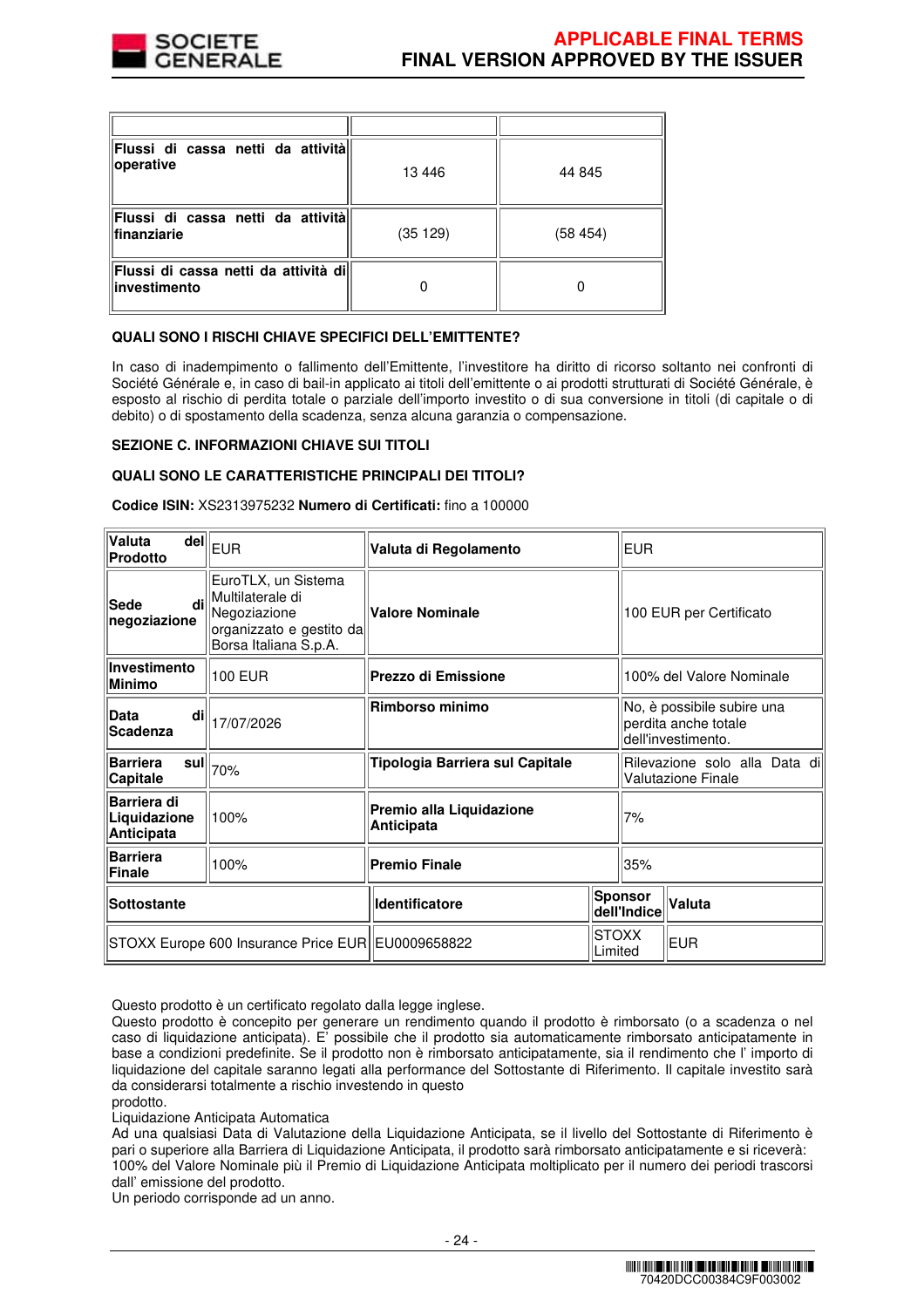| | | |
|---|---|---|
| **Flussi di cassa netti da attività operative** | 13 446 | 44 845 |
| **Flussi di cassa netti da attività finanziarie** | (35 129) | (58 454) |
| **Flussi di cassa netti da attività di investimento** | 0 | 0 |

**QUALI SONO I RISCHI CHIAVE SPECIFICI DELL'EMITTENTE?**

In caso di inadempimento o fallimento dell'Emittente, l'investitore ha diritto di ricorso soltanto nei confronti di Société Générale e, in caso di bail-in applicato ai titoli dell'emittente o ai prodotti strutturati di Société Générale, è esposto al rischio di perdita totale o parziale dell'importo investito o di sua conversione in titoli (di capitale o di debito) o di spostamento della scadenza, senza alcuna garanzia o compensazione.

**SEZIONE C. INFORMAZIONI CHIAVE SUI TITOLI**

**QUALI SONO LE CARATTERISTICHE PRINCIPALI DEI TITOLI?**

**Codice ISIN:** XS2313975232 **Numero di Certificati:** fino a 100000

| | | | |
|---|---|---|---|
| **Valuta del Prodotto** | EUR | **Valuta di Regolamento** | EUR |
| **Sede di negoziazione** | EuroTLX, un Sistema Multilaterale di Negoziazione organizzato e gestito da Borsa Italiana S.p.A. | **Valore Nominale** | 100 EUR per Certificato |
| **Investimento Minimo** | 100 EUR | **Prezzo di Emissione** | 100% del Valore Nominale |
| **Data di Scadenza** | 17/07/2026 | **Rimborso minimo** | No, è possibile subire una perdita anche totale dell'investimento. |
| **Barriera sul Capitale** | 70% | **Tipologia Barriera sul Capitale** | Rilevazione solo alla Data di Valutazione Finale |
| **Barriera di Liquidazione Anticipata** | 100% | **Premio alla Liquidazione Anticipata** | 7% |
| **Barriera Finale** | 100% | **Premio Finale** | 35% |

| Sottostante | Identificatore | Sponsor dell'Indice | Valuta |
|---|---|---|---|
| STOXX Europe 600 Insurance Price EUR | EU0009658822 | STOXX Limited | EUR |

Questo prodotto è un certificato regolato dalla legge inglese.
Questo prodotto è concepito per generare un rendimento quando il prodotto è rimborsato (o a scadenza o nel caso di liquidazione anticipata). E' possibile che il prodotto sia automaticamente rimborsato anticipatamente in base a condizioni predefinite. Se il prodotto non è rimborsato anticipatamente, sia il rendimento che l' importo di liquidazione del capitale saranno legati alla performance del Sottostante di Riferimento. Il capitale investito sarà da considerarsi totalmente a rischio investendo in questo
prodotto.
Liquidazione Anticipata Automatica
Ad una qualsiasi Data di Valutazione della Liquidazione Anticipata, se il livello del Sottostante di Riferimento è pari o superiore alla Barriera di Liquidazione Anticipata, il prodotto sarà rimborsato anticipatamente e si riceverà: 100% del Valore Nominale più il Premio di Liquidazione Anticipata moltiplicato per il numero dei periodi trascorsi dall' emissione del prodotto.
Un periodo corrisponde ad un anno.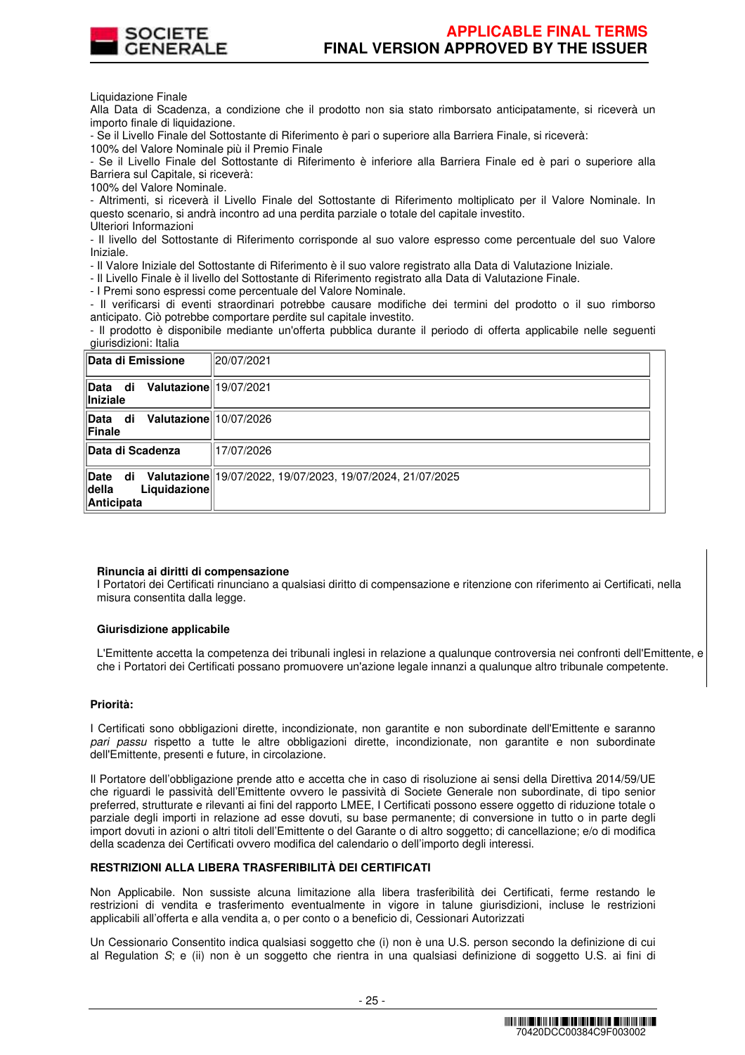Liquidazione Finale

Alla Data di Scadenza, a condizione che il prodotto non sia stato rimborsato anticipatamente, si riceverà un importo finale di liquidazione.

- Se il Livello Finale del Sottostante di Riferimento è pari o superiore alla Barriera Finale, si riceverà:

100% del Valore Nominale più il Premio Finale

- Se il Livello Finale del Sottostante di Riferimento è inferiore alla Barriera Finale ed è pari o superiore alla Barriera sul Capitale, si riceverà:

100% del Valore Nominale.

- Altrimenti, si riceverà il Livello Finale del Sottostante di Riferimento moltiplicato per il Valore Nominale. In questo scenario, si andrà incontro ad una perdita parziale o totale del capitale investito.

Ulteriori Informazioni

- Il livello del Sottostante di Riferimento corrisponde al suo valore espresso come percentuale del suo Valore Iniziale.
- Il Valore Iniziale del Sottostante di Riferimento è il suo valore registrato alla Data di Valutazione Iniziale.
- Il Livello Finale è il livello del Sottostante di Riferimento registrato alla Data di Valutazione Finale.
- I Premi sono espressi come percentuale del Valore Nominale.
- Il verificarsi di eventi straordinari potrebbe causare modifiche dei termini del prodotto o il suo rimborso anticipato. Ciò potrebbe comportare perdite sul capitale investito.
- Il prodotto è disponibile mediante un'offerta pubblica durante il periodo di offerta applicabile nelle seguenti giurisdizioni: Italia

| | |
|---|---|
| **Data di Emissione** | 20/07/2021 |
| **Data di Valutazione Iniziale** | 19/07/2021 |
| **Data di Valutazione Finale** | 10/07/2026 |
| **Data di Scadenza** | 17/07/2026 |
| **Date di Valutazione della Liquidazione Anticipata** | 19/07/2022, 19/07/2023, 19/07/2024, 21/07/2025 |

**Rinuncia ai diritti di compensazione**

I Portatori dei Certificati rinunciano a qualsiasi diritto di compensazione e ritenzione con riferimento ai Certificati, nella misura consentita dalla legge.

**Giurisdizione applicabile**

L'Emittente accetta la competenza dei tribunali inglesi in relazione a qualunque controversia nei confronti dell'Emittente, e che i Portatori dei Certificati possano promuovere un'azione legale innanzi a qualunque altro tribunale competente.

**Priorità:**

I Certificati sono obbligazioni dirette, incondizionate, non garantite e non subordinate dell'Emittente e saranno *pari passu* rispetto a tutte le altre obbligazioni dirette, incondizionate, non garantite e non subordinate dell'Emittente, presenti e future, in circolazione.

Il Portatore dell'obbligazione prende atto e accetta che in caso di risoluzione ai sensi della Direttiva 2014/59/UE che riguardi le passività dell'Emittente ovvero le passività di Societe Generale non subordinate, di tipo senior preferred, strutturate e rilevanti ai fini del rapporto LMEE, I Certificati possono essere oggetto di riduzione totale o parziale degli importi in relazione ad esse dovuti, su base permanente; di conversione in tutto o in parte degli import dovuti in azioni o altri titoli dell'Emittente o del Garante o di altro soggetto; di cancellazione; e/o di modifica della scadenza dei Certificati ovvero modifica del calendario o dell'importo degli interessi.

**RESTRIZIONI ALLA LIBERA TRASFERIBILITÀ DEI CERTIFICATI**

Non Applicabile. Non sussiste alcuna limitazione alla libera trasferibilità dei Certificati, ferme restando le restrizioni di vendita e trasferimento eventualmente in vigore in talune giurisdizioni, incluse le restrizioni applicabili all'offerta e alla vendita a, o per conto o a beneficio di, Cessionari Autorizzati

Un Cessionario Consentito indica qualsiasi soggetto che (i) non è una U.S. person secondo la definizione di cui al Regulation *S*; e (ii) non è un soggetto che rientra in una qualsiasi definizione di soggetto U.S. ai fini di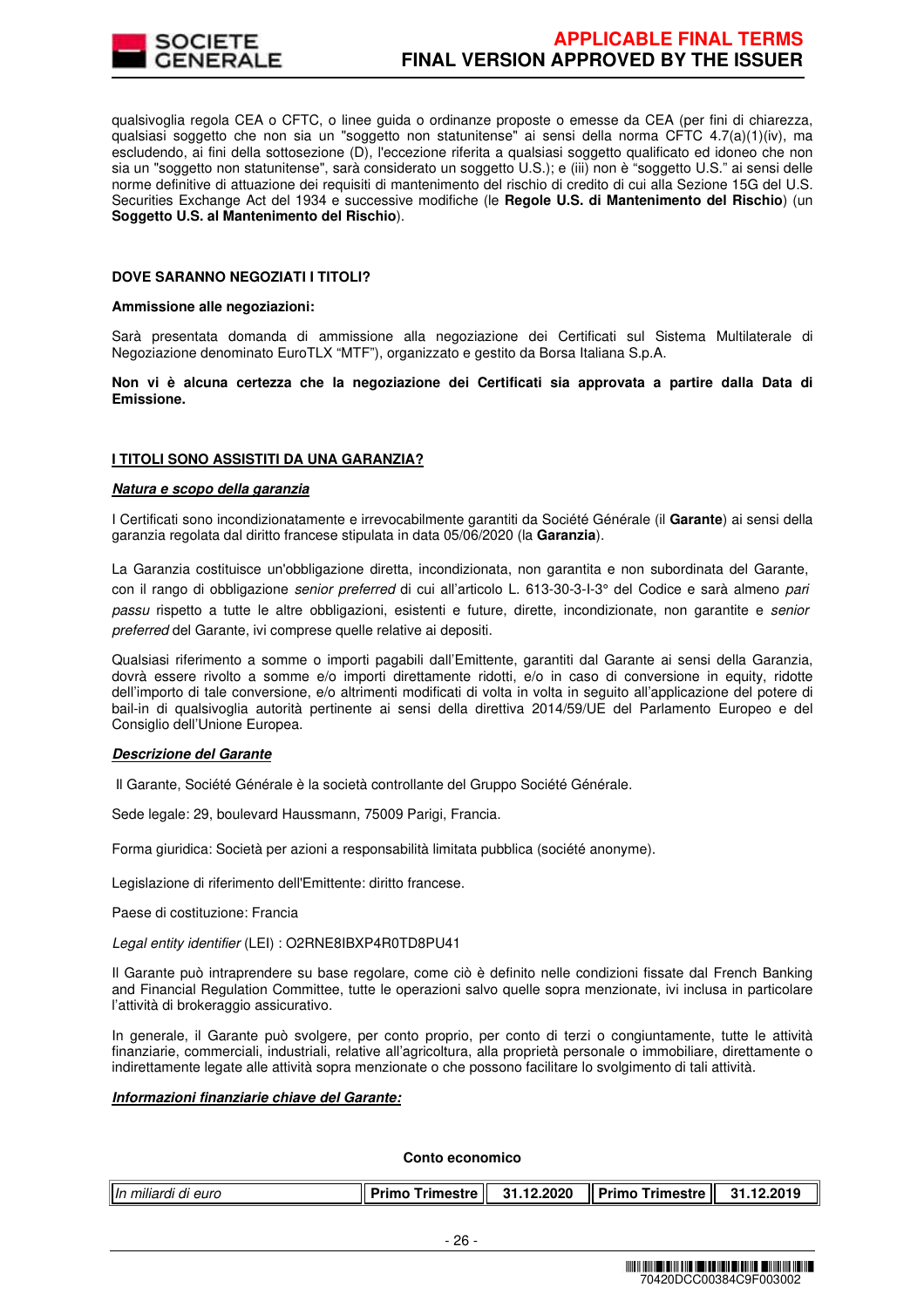qualsivoglia regola CEA o CFTC, o linee guida o ordinanze proposte o emesse da CEA (per fini di chiarezza, qualsiasi soggetto che non sia un "soggetto non statunitense" ai sensi della norma CFTC 4.7(a)(1)(iv), ma escludendo, ai fini della sottosezione (D), l'eccezione riferita a qualsiasi soggetto qualificato ed idoneo che non sia un "soggetto non statunitense", sarà considerato un soggetto U.S.); e (iii) non è "soggetto U.S." ai sensi delle norme definitive di attuazione dei requisiti di mantenimento del rischio di credito di cui alla Sezione 15G del U.S. Securities Exchange Act del 1934 e successive modifiche (le **Regole U.S. di Mantenimento del Rischio**) (un **Soggetto U.S. al Mantenimento del Rischio**).

**DOVE SARANNO NEGOZIATI I TITOLI?**

**Ammissione alle negoziazioni:**

Sarà presentata domanda di ammissione alla negoziazione dei Certificati sul Sistema Multilaterale di Negoziazione denominato EuroTLX "MTF"), organizzato e gestito da Borsa Italiana S.p.A.

**Non vi è alcuna certezza che la negoziazione dei Certificati sia approvata a partire dalla Data di Emissione.**

**I TITOLI SONO ASSISTITI DA UNA GARANZIA?**

***Natura e scopo della garanzia***

I Certificati sono incondizionatamente e irrevocabilmente garantiti da Société Générale (il **Garante**) ai sensi della garanzia regolata dal diritto francese stipulata in data 05/06/2020 (la **Garanzia**).

La Garanzia costituisce un'obbligazione diretta, incondizionata, non garantita e non subordinata del Garante, con il rango di obbligazione *senior preferred* di cui all'articolo L. 613-30-3-I-3° del Codice e sarà almeno *pari passu* rispetto a tutte le altre obbligazioni, esistenti e future, dirette, incondizionate, non garantite e *senior preferred* del Garante, ivi comprese quelle relative ai depositi.

Qualsiasi riferimento a somme o importi pagabili dall'Emittente, garantiti dal Garante ai sensi della Garanzia, dovrà essere rivolto a somme e/o importi direttamente ridotti, e/o in caso di conversione in equity, ridotte dell'importo di tale conversione, e/o altrimenti modificati di volta in volta in seguito all'applicazione del potere di bail-in di qualsivoglia autorità pertinente ai sensi della direttiva 2014/59/UE del Parlamento Europeo e del Consiglio dell'Unione Europea.

***Descrizione del Garante***

Il Garante, Société Générale è la società controllante del Gruppo Société Générale.

Sede legale: 29, boulevard Haussmann, 75009 Parigi, Francia.

Forma giuridica: Società per azioni a responsabilità limitata pubblica (société anonyme).

Legislazione di riferimento dell'Emittente: diritto francese.

Paese di costituzione: Francia

*Legal entity identifier* (LEI) : O2RNE8IBXP4R0TD8PU41

Il Garante può intraprendere su base regolare, come ciò è definito nelle condizioni fissate dal French Banking and Financial Regulation Committee, tutte le operazioni salvo quelle sopra menzionate, ivi inclusa in particolare l'attività di brokeraggio assicurativo.

In generale, il Garante può svolgere, per conto proprio, per conto di terzi o congiuntamente, tutte le attività finanziarie, commerciali, industriali, relative all'agricoltura, alla proprietà personale o immobiliare, direttamente o indirettamente legate alle attività sopra menzionate o che possono facilitare lo svolgimento di tali attività.

***Informazioni finanziarie chiave del Garante:***

**Conto economico**

| *In miliardi di euro* | **Primo Trimestre** | **31.12.2020** | **Primo Trimestre** | **31.12.2019** |
|---|---|---|---|---|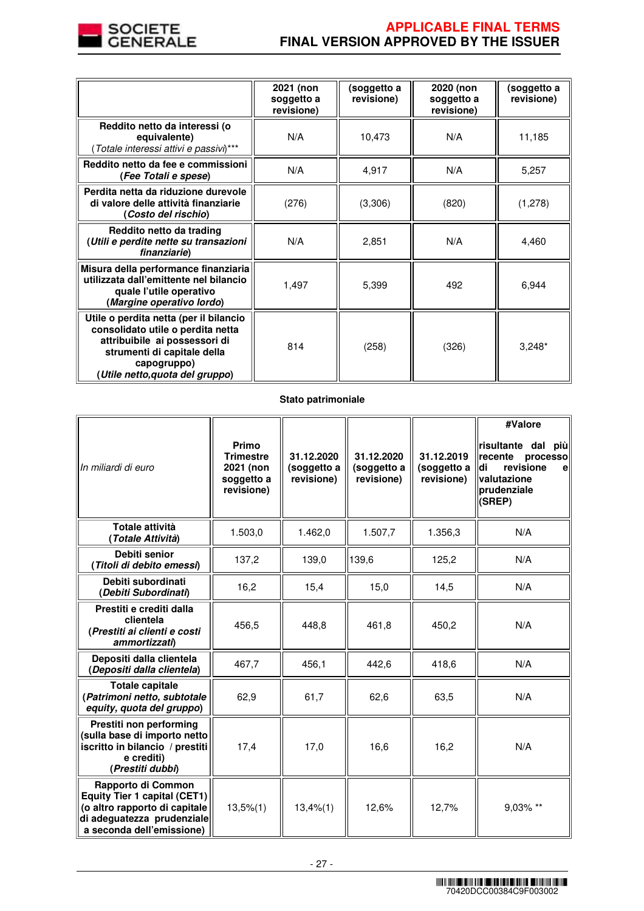| | 2021 (non soggetto a revisione) | (soggetto a revisione) | 2020 (non soggetto a revisione) | (soggetto a revisione) |
|---|---|---|---|---|
| **Reddito netto da interessi (o equivalente)** (*Totale interessi attivi e passivi*)*** | N/A | 10,473 | N/A | 11,185 |
| **Reddito netto da fee e commissioni (*Fee Totali e spese*)** | N/A | 4,917 | N/A | 5,257 |
| **Perdita netta da riduzione durevole di valore delle attività finanziarie (*Costo del rischio*)** | (276) | (3,306) | (820) | (1,278) |
| **Reddito netto da trading (*Utili e perdite nette su transazioni finanziarie*)** | N/A | 2,851 | N/A | 4,460 |
| **Misura della performance finanziaria utilizzata dall'emittente nel bilancio quale l'utile operativo (*Margine operativo lordo*)** | 1,497 | 5,399 | 492 | 6,944 |
| **Utile o perdita netta (per il bilancio consolidato utile o perdita netta attribuibile ai possessori di strumenti di capitale della capogruppo) (*Utile netto,quota del gruppo*)** | 814 | (258) | (326) | 3,248* |

**Stato patrimoniale**

| *In miliardi di euro* | Primo Trimestre 2021 (non soggetto a revisione) | 31.12.2020 (soggetto a revisione) | 31.12.2020 (soggetto a revisione) | 31.12.2019 (soggetto a revisione) | #Valore risultante dal più recente processo di revisione e valutazione prudenziale (SREP) |
|---|---|---|---|---|---|
| **Totale attività (*Totale Attività*)** | 1.503,0 | 1.462,0 | 1.507,7 | 1.356,3 | N/A |
| **Debiti senior (*Titoli di debito emessi*)** | 137,2 | 139,0 | 139,6 | 125,2 | N/A |
| **Debiti subordinati (*Debiti Subordinati*)** | 16,2 | 15,4 | 15,0 | 14,5 | N/A |
| **Prestiti e crediti dalla clientela (*Prestiti ai clienti e costi ammortizzati*)** | 456,5 | 448,8 | 461,8 | 450,2 | N/A |
| **Depositi dalla clientela (*Depositi dalla clientela*)** | 467,7 | 456,1 | 442,6 | 418,6 | N/A |
| **Totale capitale (*Patrimoni netto, subtotale equity, quota del gruppo*)** | 62,9 | 61,7 | 62,6 | 63,5 | N/A |
| **Prestiti non performing (sulla base di importo netto iscritto in bilancio / prestiti e crediti) (*Prestiti dubbi*)** | 17,4 | 17,0 | 16,6 | 16,2 | N/A |
| **Rapporto di Common Equity Tier 1 capital (CET1) (o altro rapporto di capitale di adeguatezza prudenziale a seconda dell'emissione)** | 13,5%(1) | 13,4%(1) | 12,6% | 12,7% | 9,03% ** |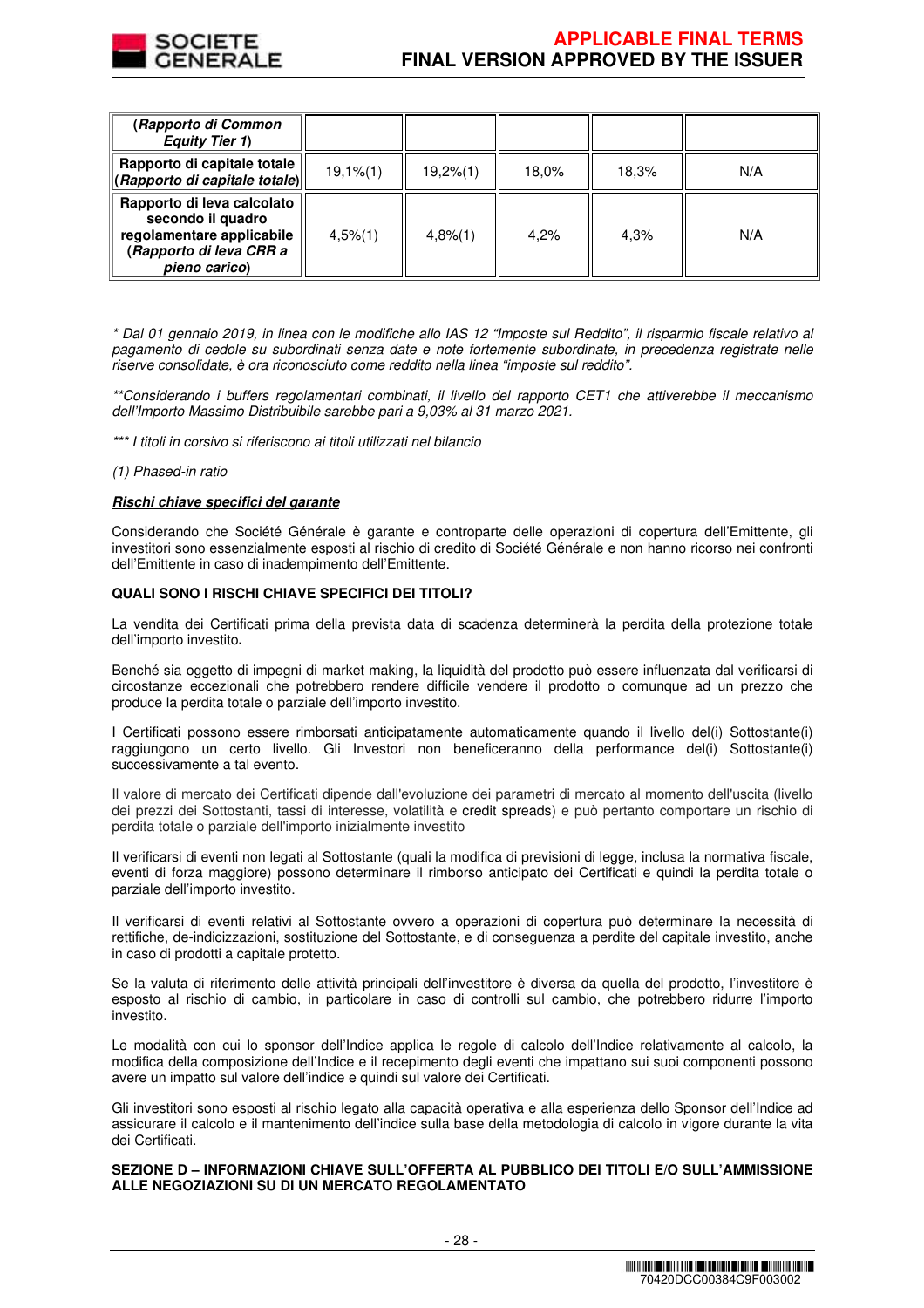| *(Rapporto di Common Equity Tier 1)* | | | | | |
|---|---|---|---|---|---|
| **Rapporto di capitale totale** *(Rapporto di capitale totale)* | 19,1%(1) | 19,2%(1) | 18,0% | 18,3% | N/A |
| **Rapporto di leva calcolato secondo il quadro regolamentare applicabile** *(Rapporto di leva CRR a pieno carico)* | 4,5%(1) | 4,8%(1) | 4,2% | 4,3% | N/A |

*\* Dal 01 gennaio 2019, in linea con le modifiche allo IAS 12 "Imposte sul Reddito", il risparmio fiscale relativo al pagamento di cedole su subordinati senza date e note fortemente subordinate, in precedenza registrate nelle riserve consolidate, è ora riconosciuto come reddito nella linea "imposte sul reddito".*

*\*\*Considerando i buffers regolamentari combinati, il livello del rapporto CET1 che attiverebbe il meccanismo dell'Importo Massimo Distribuibile sarebbe pari a 9,03% al 31 marzo 2021.*

*\*\*\* I titoli in corsivo si riferiscono ai titoli utilizzati nel bilancio*

*(1) Phased-in ratio*

***Rischi chiave specifici del garante***

Considerando che Société Générale è garante e controparte delle operazioni di copertura dell'Emittente, gli investitori sono essenzialmente esposti al rischio di credito di Société Générale e non hanno ricorso nei confronti dell'Emittente in caso di inadempimento dell'Emittente.

**QUALI SONO I RISCHI CHIAVE SPECIFICI DEI TITOLI?**

La vendita dei Certificati prima della prevista data di scadenza determinerà la perdita della protezione totale dell'importo investito**.**

Benché sia oggetto di impegni di market making, la liquidità del prodotto può essere influenzata dal verificarsi di circostanze eccezionali che potrebbero rendere difficile vendere il prodotto o comunque ad un prezzo che produce la perdita totale o parziale dell'importo investito.

I Certificati possono essere rimborsati anticipatamente automaticamente quando il livello del(i) Sottostante(i) raggiungono un certo livello. Gli Investori non beneficeranno della performance del(i) Sottostante(i) successivamente a tal evento.

Il valore di mercato dei Certificati dipende dall'evoluzione dei parametri di mercato al momento dell'uscita (livello dei prezzi dei Sottostanti, tassi di interesse, volatilità e credit spreads) e può pertanto comportare un rischio di perdita totale o parziale dell'importo inizialmente investito

Il verificarsi di eventi non legati al Sottostante (quali la modifica di previsioni di legge, inclusa la normativa fiscale, eventi di forza maggiore) possono determinare il rimborso anticipato dei Certificati e quindi la perdita totale o parziale dell'importo investito.

Il verificarsi di eventi relativi al Sottostante ovvero a operazioni di copertura può determinare la necessità di rettifiche, de-indicizzazioni, sostituzione del Sottostante, e di conseguenza a perdite del capitale investito, anche in caso di prodotti a capitale protetto.

Se la valuta di riferimento delle attività principali dell'investitore è diversa da quella del prodotto, l'investitore è esposto al rischio di cambio, in particolare in caso di controlli sul cambio, che potrebbero ridurre l'importo investito.

Le modalità con cui lo sponsor dell'Indice applica le regole di calcolo dell'Indice relativamente al calcolo, la modifica della composizione dell'Indice e il recepimento degli eventi che impattano sui suoi componenti possono avere un impatto sul valore dell'indice e quindi sul valore dei Certificati.

Gli investitori sono esposti al rischio legato alla capacità operativa e alla esperienza dello Sponsor dell'Indice ad assicurare il calcolo e il mantenimento dell'indice sulla base della metodologia di calcolo in vigore durante la vita dei Certificati.

**SEZIONE D – INFORMAZIONI CHIAVE SULL'OFFERTA AL PUBBLICO DEI TITOLI E/O SULL'AMMISSIONE ALLE NEGOZIAZIONI SU DI UN MERCATO REGOLAMENTATO**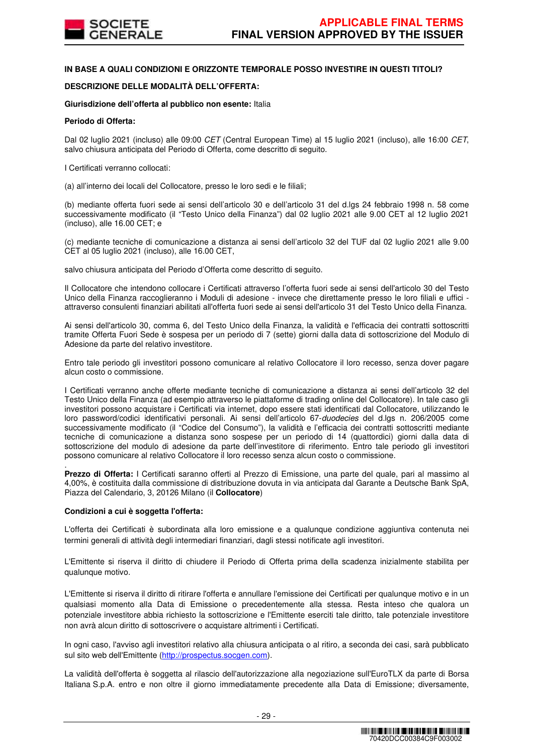**IN BASE A QUALI CONDIZIONI E ORIZZONTE TEMPORALE POSSO INVESTIRE IN QUESTI TITOLI?**

**DESCRIZIONE DELLE MODALITÀ DELL'OFFERTA:**

**Giurisdizione dell'offerta al pubblico non esente:** Italia

**Periodo di Offerta:**

Dal 02 luglio 2021 (incluso) alle 09:00 *CET* (Central European Time) al 15 luglio 2021 (incluso), alle 16:00 *CET*, salvo chiusura anticipata del Periodo di Offerta, come descritto di seguito.

I Certificati verranno collocati:

(a) all'interno dei locali del Collocatore, presso le loro sedi e le filiali;

(b) mediante offerta fuori sede ai sensi dell'articolo 30 e dell'articolo 31 del d.lgs 24 febbraio 1998 n. 58 come successivamente modificato (il "Testo Unico della Finanza") dal 02 luglio 2021 alle 9.00 CET al 12 luglio 2021 (incluso), alle 16.00 CET; e

(c) mediante tecniche di comunicazione a distanza ai sensi dell'articolo 32 del TUF dal 02 luglio 2021 alle 9.00 CET al 05 luglio 2021 (incluso), alle 16.00 CET,

salvo chiusura anticipata del Periodo d'Offerta come descritto di seguito.

Il Collocatore che intendono collocare i Certificati attraverso l'offerta fuori sede ai sensi dell'articolo 30 del Testo Unico della Finanza raccoglieranno i Moduli di adesione - invece che direttamente presso le loro filiali e uffici - attraverso consulenti finanziari abilitati all'offerta fuori sede ai sensi dell'articolo 31 del Testo Unico della Finanza.

Ai sensi dell'articolo 30, comma 6, del Testo Unico della Finanza, la validità e l'efficacia dei contratti sottoscritti tramite Offerta Fuori Sede è sospesa per un periodo di 7 (sette) giorni dalla data di sottoscrizione del Modulo di Adesione da parte del relativo investitore.

Entro tale periodo gli investitori possono comunicare al relativo Collocatore il loro recesso, senza dover pagare alcun costo o commissione.

I Certificati verranno anche offerte mediante tecniche di comunicazione a distanza ai sensi dell'articolo 32 del Testo Unico della Finanza (ad esempio attraverso le piattaforme di trading online del Collocatore). In tale caso gli investitori possono acquistare i Certificati via internet, dopo essere stati identificati dal Collocatore, utilizzando le loro password/codici identificativi personali. Ai sensi dell'articolo 67-*duodecies* del d.lgs n. 206/2005 come successivamente modificato (il "Codice del Consumo"), la validità e l'efficacia dei contratti sottoscritti mediante tecniche di comunicazione a distanza sono sospese per un periodo di 14 (quattordici) giorni dalla data di sottoscrizione del modulo di adesione da parte dell'investitore di riferimento. Entro tale periodo gli investitori possono comunicare al relativo Collocatore il loro recesso senza alcun costo o commissione.

.

**Prezzo di Offerta:** I Certificati saranno offerti al Prezzo di Emissione, una parte del quale, pari al massimo al 4,00%, è costituita dalla commissione di distribuzione dovuta in via anticipata dal Garante a Deutsche Bank SpA, Piazza del Calendario, 3, 20126 Milano (il **Collocatore**)

**Condizioni a cui è soggetta l'offerta:**

L'offerta dei Certificati è subordinata alla loro emissione e a qualunque condizione aggiuntiva contenuta nei termini generali di attività degli intermediari finanziari, dagli stessi notificate agli investitori.

L'Emittente si riserva il diritto di chiudere il Periodo di Offerta prima della scadenza inizialmente stabilita per qualunque motivo.

L'Emittente si riserva il diritto di ritirare l'offerta e annullare l'emissione dei Certificati per qualunque motivo e in un qualsiasi momento alla Data di Emissione o precedentemente alla stessa. Resta inteso che qualora un potenziale investitore abbia richiesto la sottoscrizione e l'Emittente eserciti tale diritto, tale potenziale investitore non avrà alcun diritto di sottoscrivere o acquistare altrimenti i Certificati.

In ogni caso, l'avviso agli investitori relativo alla chiusura anticipata o al ritiro, a seconda dei casi, sarà pubblicato sul sito web dell'Emittente (http://prospectus.socgen.com).

La validità dell'offerta è soggetta al rilascio dell'autorizzazione alla negoziazione sull'EuroTLX da parte di Borsa Italiana S.p.A. entro e non oltre il giorno immediatamente precedente alla Data di Emissione; diversamente,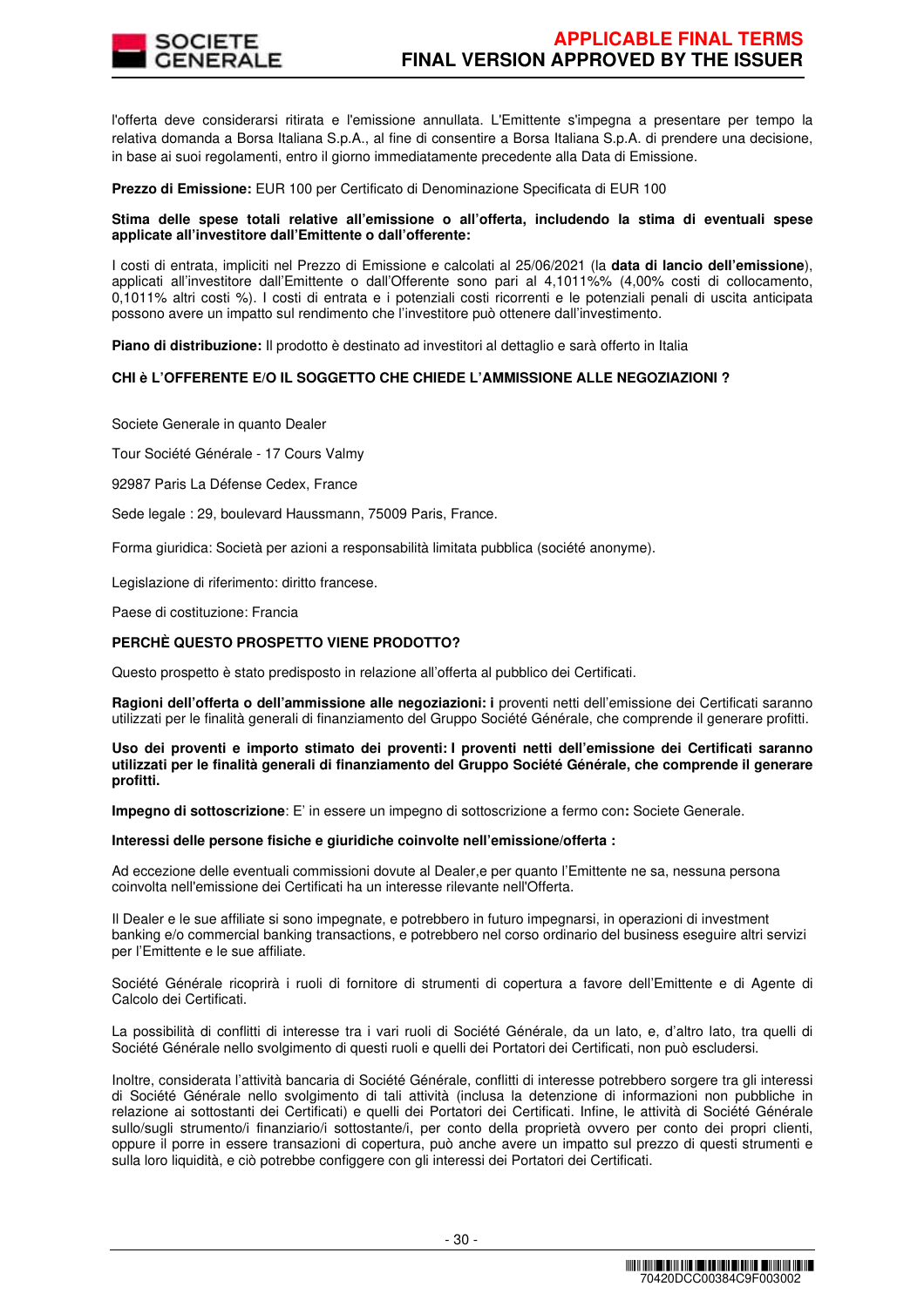l'offerta deve considerarsi ritirata e l'emissione annullata. L'Emittente s'impegna a presentare per tempo la relativa domanda a Borsa Italiana S.p.A., al fine di consentire a Borsa Italiana S.p.A. di prendere una decisione, in base ai suoi regolamenti, entro il giorno immediatamente precedente alla Data di Emissione.

**Prezzo di Emissione:** EUR 100 per Certificato di Denominazione Specificata di EUR 100

**Stima delle spese totali relative all'emissione o all'offerta, includendo la stima di eventuali spese applicate all'investitore dall'Emittente o dall'offerente:**

I costi di entrata, impliciti nel Prezzo di Emissione e calcolati al 25/06/2021 (la **data di lancio dell'emissione**), applicati all'investitore dall'Emittente o dall'Offerente sono pari al 4,1011%% (4,00% costi di collocamento, 0,1011% altri costi %). I costi di entrata e i potenziali costi ricorrenti e le potenziali penali di uscita anticipata possono avere un impatto sul rendimento che l'investitore può ottenere dall'investimento.

**Piano di distribuzione:** Il prodotto è destinato ad investitori al dettaglio e sarà offerto in Italia

**CHI è L'OFFERENTE E/O IL SOGGETTO CHE CHIEDE L'AMMISSIONE ALLE NEGOZIAZIONI ?**

Societe Generale in quanto Dealer

Tour Société Générale - 17 Cours Valmy

92987 Paris La Défense Cedex, France

Sede legale : 29, boulevard Haussmann, 75009 Paris, France.

Forma giuridica: Società per azioni a responsabilità limitata pubblica (société anonyme).

Legislazione di riferimento: diritto francese.

Paese di costituzione: Francia

**PERCHÈ QUESTO PROSPETTO VIENE PRODOTTO?**

Questo prospetto è stato predisposto in relazione all'offerta al pubblico dei Certificati.

**Ragioni dell'offerta o dell'ammissione alle negoziazioni: i** proventi netti dell'emissione dei Certificati saranno utilizzati per le finalità generali di finanziamento del Gruppo Société Générale, che comprende il generare profitti.

**Uso dei proventi e importo stimato dei proventi: I proventi netti dell'emissione dei Certificati saranno utilizzati per le finalità generali di finanziamento del Gruppo Société Générale, che comprende il generare profitti.**

**Impegno di sottoscrizione**: E' in essere un impegno di sottoscrizione a fermo con**:** Societe Generale.

**Interessi delle persone fisiche e giuridiche coinvolte nell'emissione/offerta :**

Ad eccezione delle eventuali commissioni dovute al Dealer,e per quanto l'Emittente ne sa, nessuna persona coinvolta nell'emissione dei Certificati ha un interesse rilevante nell'Offerta.

Il Dealer e le sue affiliate si sono impegnate, e potrebbero in futuro impegnarsi, in operazioni di investment banking e/o commercial banking transactions, e potrebbero nel corso ordinario del business eseguire altri servizi per l'Emittente e le sue affiliate.

Société Générale ricoprirà i ruoli di fornitore di strumenti di copertura a favore dell'Emittente e di Agente di Calcolo dei Certificati.

La possibilità di conflitti di interesse tra i vari ruoli di Société Générale, da un lato, e, d'altro lato, tra quelli di Société Générale nello svolgimento di questi ruoli e quelli dei Portatori dei Certificati, non può escludersi.

Inoltre, considerata l'attività bancaria di Société Générale, conflitti di interesse potrebbero sorgere tra gli interessi di Société Générale nello svolgimento di tali attività (inclusa la detenzione di informazioni non pubbliche in relazione ai sottostanti dei Certificati) e quelli dei Portatori dei Certificati. Infine, le attività di Société Générale sullo/sugli strumento/i finanziario/i sottostante/i, per conto della proprietà ovvero per conto dei propri clienti, oppure il porre in essere transazioni di copertura, può anche avere un impatto sul prezzo di questi strumenti e sulla loro liquidità, e ciò potrebbe configgere con gli interessi dei Portatori dei Certificati.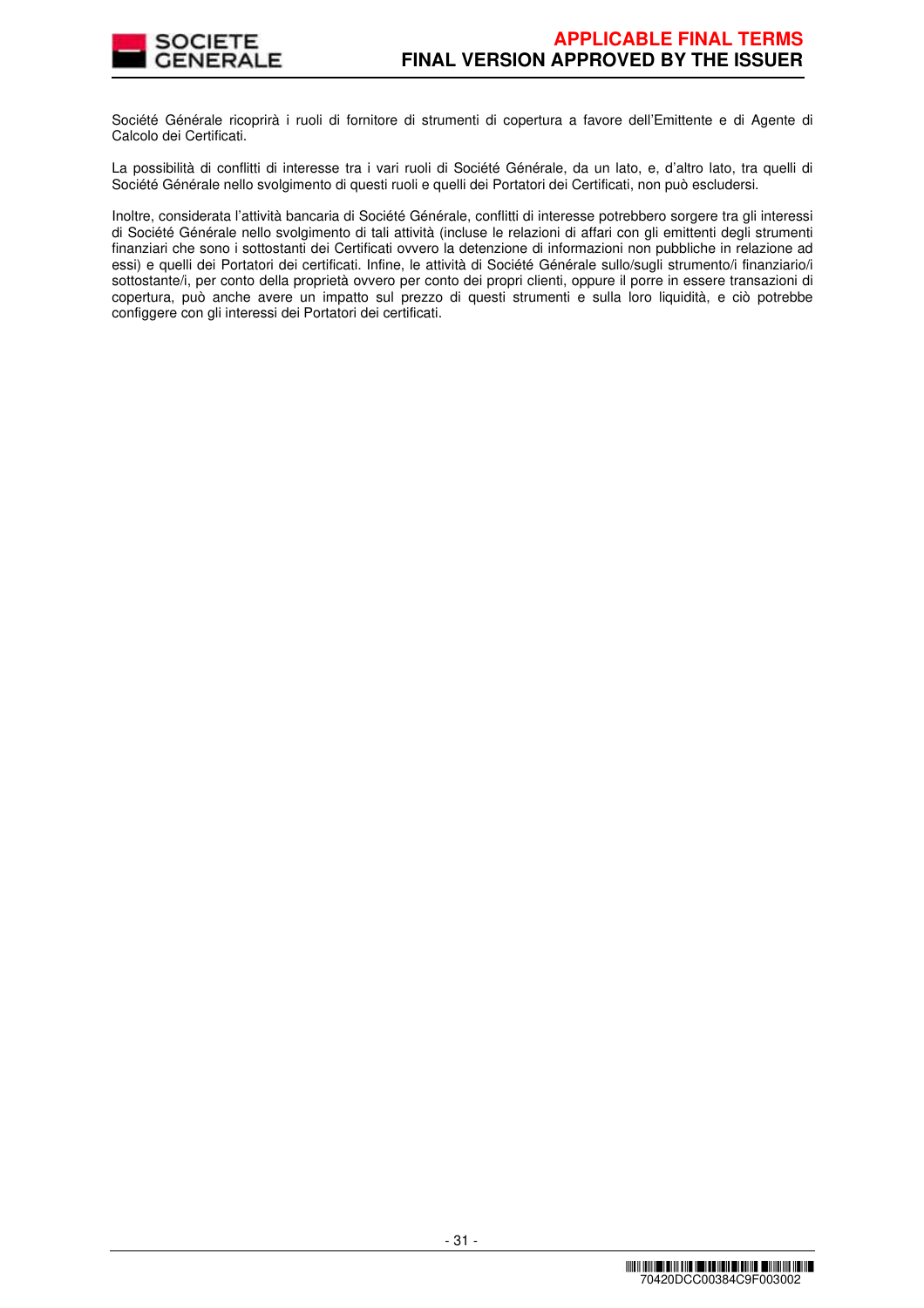Société Générale ricoprirà i ruoli di fornitore di strumenti di copertura a favore dell'Emittente e di Agente di Calcolo dei Certificati.

La possibilità di conflitti di interesse tra i vari ruoli di Société Générale, da un lato, e, d'altro lato, tra quelli di Société Générale nello svolgimento di questi ruoli e quelli dei Portatori dei Certificati, non può escludersi.

Inoltre, considerata l'attività bancaria di Société Générale, conflitti di interesse potrebbero sorgere tra gli interessi di Société Générale nello svolgimento di tali attività (incluse le relazioni di affari con gli emittenti degli strumenti finanziari che sono i sottostanti dei Certificati ovvero la detenzione di informazioni non pubbliche in relazione ad essi) e quelli dei Portatori dei certificati. Infine, le attività di Société Générale sullo/sugli strumento/i finanziario/i sottostante/i, per conto della proprietà ovvero per conto dei propri clienti, oppure il porre in essere transazioni di copertura, può anche avere un impatto sul prezzo di questi strumenti e sulla loro liquidità, e ciò potrebbe configgere con gli interessi dei Portatori dei certificati.